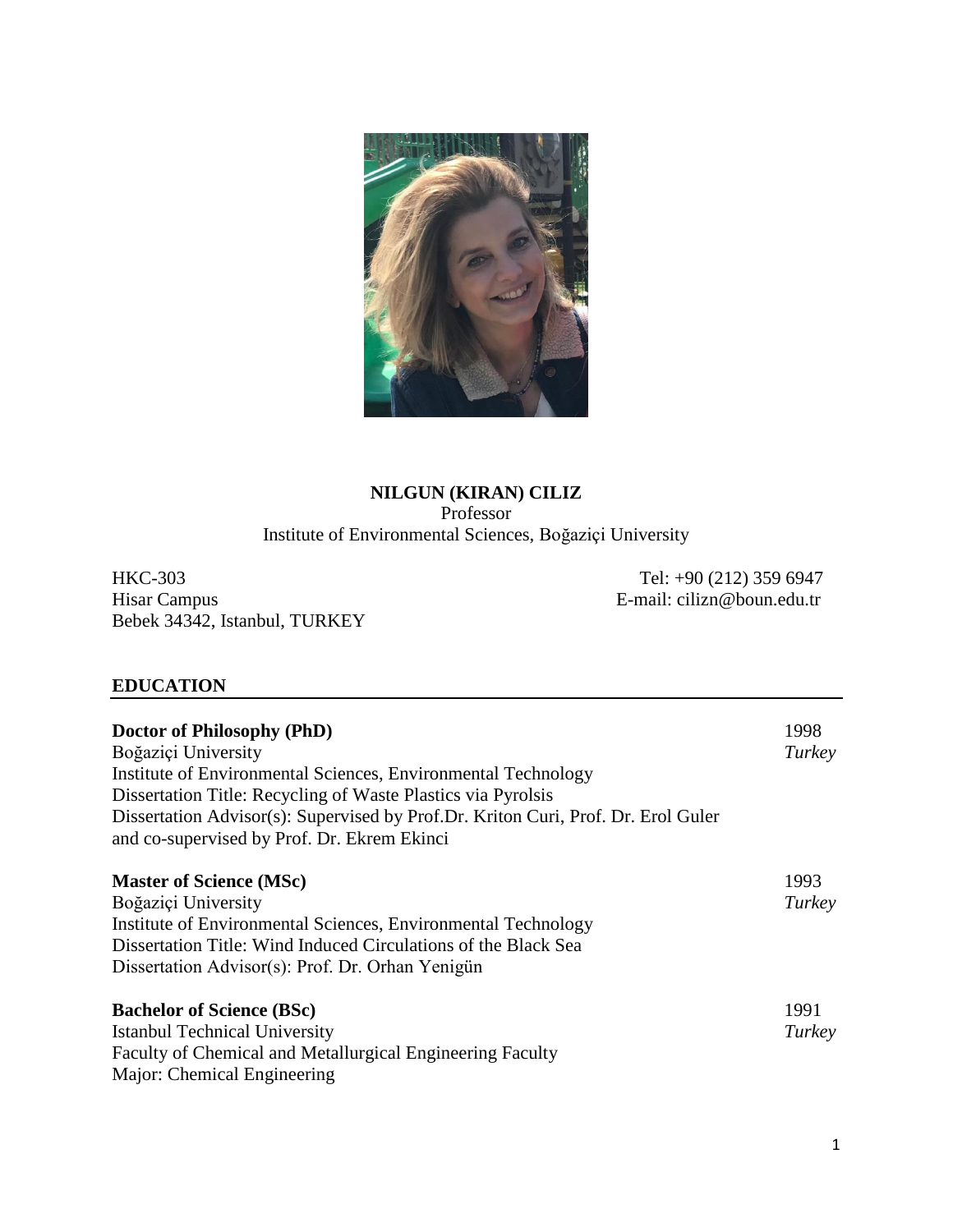# NILGUN (KIRAN) CILIZ

Professor
Institute of Environmental Sciences, Boğaziçi University

HKC-303
Hisar Campus
Bebek 34342, Istanbul, TURKEY

Tel: +90 (212) 359 6947
E-mail: cilizn@boun.edu.tr

## EDUCATION

**Doctor of Philosophy (PhD)** — 1998, *Turkey*
Boğaziçi University
Institute of Environmental Sciences, Environmental Technology
Dissertation Title: Recycling of Waste Plastics via Pyrolsis
Dissertation Advisor(s): Supervised by Prof.Dr. Kriton Curi, Prof. Dr. Erol Guler and co-supervised by Prof. Dr. Ekrem Ekinci

**Master of Science (MSc)** — 1993, *Turkey*
Boğaziçi University
Institute of Environmental Sciences, Environmental Technology
Dissertation Title: Wind Induced Circulations of the Black Sea
Dissertation Advisor(s): Prof. Dr. Orhan Yenigün

**Bachelor of Science (BSc)** — 1991, *Turkey*
Istanbul Technical University
Faculty of Chemical and Metallurgical Engineering Faculty
Major: Chemical Engineering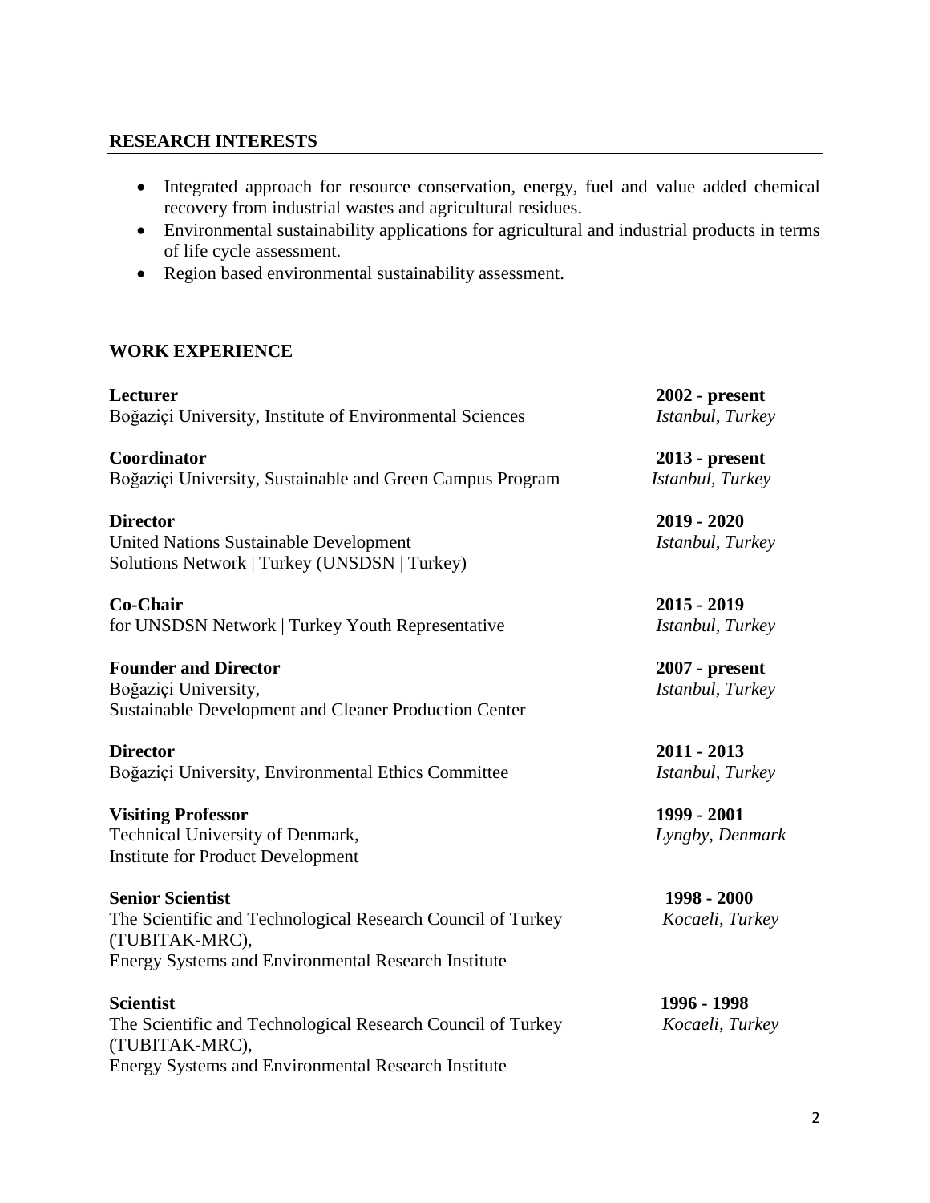## RESEARCH INTERESTS

- Integrated approach for resource conservation, energy, fuel and value added chemical recovery from industrial wastes and agricultural residues.
- Environmental sustainability applications for agricultural and industrial products in terms of life cycle assessment.
- Region based environmental sustainability assessment.

## WORK EXPERIENCE

**Lecturer** — **2002 - present**
Boğaziçi University, Institute of Environmental Sciences — *Istanbul, Turkey*

**Coordinator** — **2013 - present**
Boğaziçi University, Sustainable and Green Campus Program — *Istanbul, Turkey*

**Director** — **2019 - 2020**
United Nations Sustainable Development Solutions Network | Turkey (UNSDSN | Turkey) — *Istanbul, Turkey*

**Co-Chair** — **2015 - 2019**
for UNSDSN Network | Turkey Youth Representative — *Istanbul, Turkey*

**Founder and Director** — **2007 - present**
Boğaziçi University, Sustainable Development and Cleaner Production Center — *Istanbul, Turkey*

**Director** — **2011 - 2013**
Boğaziçi University, Environmental Ethics Committee — *Istanbul, Turkey*

**Visiting Professor** — **1999 - 2001**
Technical University of Denmark, Institute for Product Development — *Lyngby, Denmark*

**Senior Scientist** — **1998 - 2000**
The Scientific and Technological Research Council of Turkey (TUBITAK-MRC), Energy Systems and Environmental Research Institute — *Kocaeli, Turkey*

**Scientist** — **1996 - 1998**
The Scientific and Technological Research Council of Turkey (TUBITAK-MRC), Energy Systems and Environmental Research Institute — *Kocaeli, Turkey*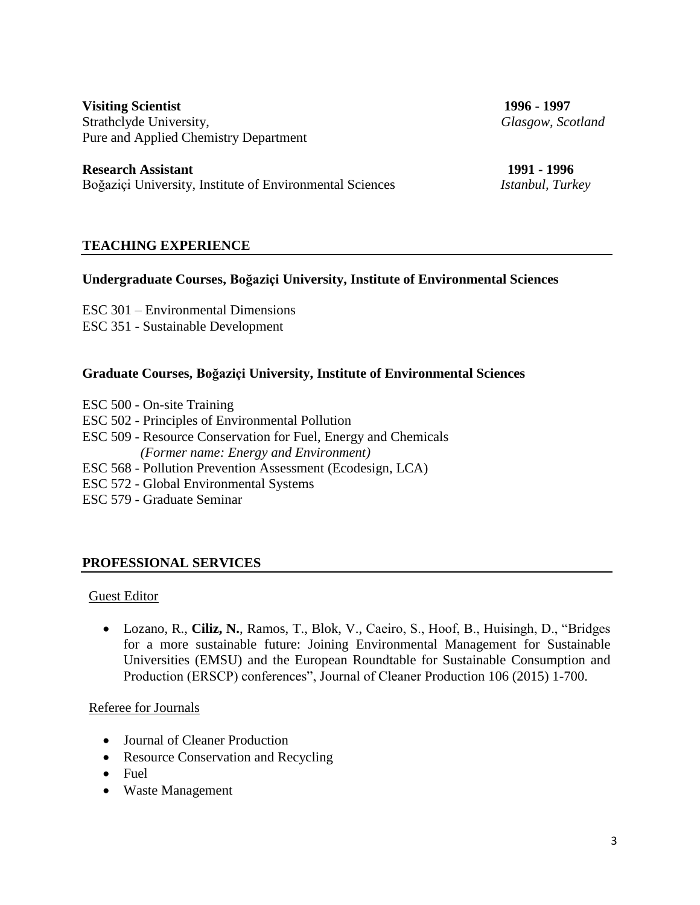**Visiting Scientist** **1996 - 1997**
Strathclyde University, *Glasgow, Scotland*
Pure and Applied Chemistry Department

**Research Assistant** **1991 - 1996**
Boğaziçi University, Institute of Environmental Sciences *Istanbul, Turkey*

## TEACHING EXPERIENCE

### Undergraduate Courses, Boğaziçi University, Institute of Environmental Sciences

ESC 301 – Environmental Dimensions
ESC 351 - Sustainable Development

### Graduate Courses, Boğaziçi University, Institute of Environmental Sciences

ESC 500 - On-site Training
ESC 502 - Principles of Environmental Pollution
ESC 509 - Resource Conservation for Fuel, Energy and Chemicals
*(Former name: Energy and Environment)*
ESC 568 - Pollution Prevention Assessment (Ecodesign, LCA)
ESC 572 - Global Environmental Systems
ESC 579 - Graduate Seminar

## PROFESSIONAL SERVICES

Guest Editor

- Lozano, R., **Ciliz, N.**, Ramos, T., Blok, V., Caeiro, S., Hoof, B., Huisingh, D., "Bridges for a more sustainable future: Joining Environmental Management for Sustainable Universities (EMSU) and the European Roundtable for Sustainable Consumption and Production (ERSCP) conferences", Journal of Cleaner Production 106 (2015) 1-700.

Referee for Journals

- Journal of Cleaner Production
- Resource Conservation and Recycling
- Fuel
- Waste Management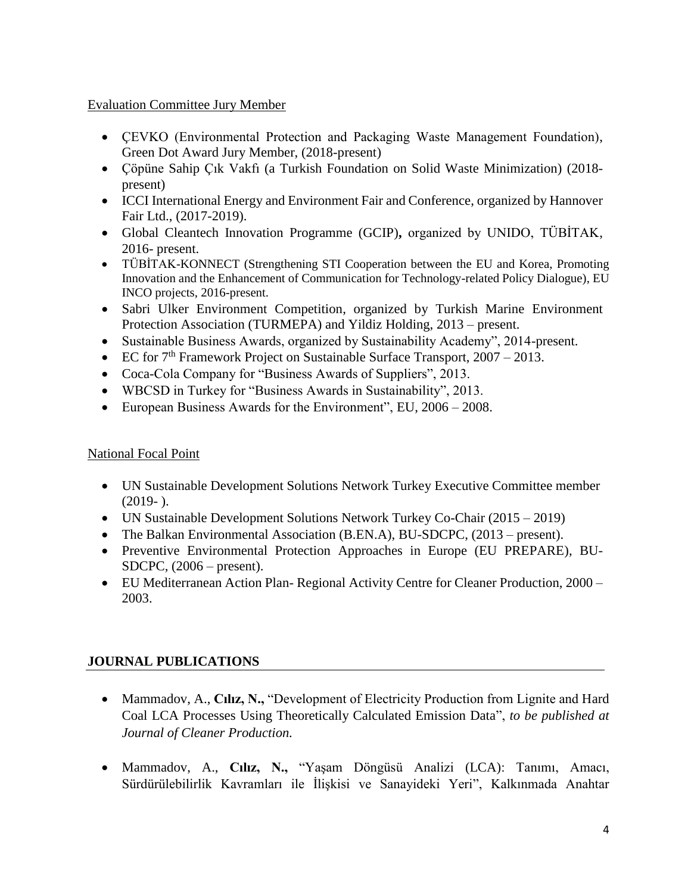Evaluation Committee Jury Member

- ÇEVKO (Environmental Protection and Packaging Waste Management Foundation), Green Dot Award Jury Member, (2018-present)
- Çöpüne Sahip Çık Vakfı (a Turkish Foundation on Solid Waste Minimization) (2018-present)
- ICCI International Energy and Environment Fair and Conference, organized by Hannover Fair Ltd., (2017-2019).
- Global Cleantech Innovation Programme (GCIP)**,** organized by UNIDO, TÜBİTAK, 2016- present.
- TÜBİTAK-KONNECT (Strengthening STI Cooperation between the EU and Korea, Promoting Innovation and the Enhancement of Communication for Technology-related Policy Dialogue), EU INCO projects, 2016-present.
- Sabri Ulker Environment Competition, organized by Turkish Marine Environment Protection Association (TURMEPA) and Yildiz Holding, 2013 – present.
- Sustainable Business Awards, organized by Sustainability Academy", 2014-present.
- EC for 7th Framework Project on Sustainable Surface Transport, 2007 – 2013.
- Coca-Cola Company for "Business Awards of Suppliers", 2013.
- WBCSD in Turkey for "Business Awards in Sustainability", 2013.
- European Business Awards for the Environment", EU, 2006 – 2008.

National Focal Point

- UN Sustainable Development Solutions Network Turkey Executive Committee member (2019- ).
- UN Sustainable Development Solutions Network Turkey Co-Chair (2015 – 2019)
- The Balkan Environmental Association (B.EN.A), BU-SDCPC, (2013 – present).
- Preventive Environmental Protection Approaches in Europe (EU PREPARE), BU-SDCPC, (2006 – present).
- EU Mediterranean Action Plan- Regional Activity Centre for Cleaner Production, 2000 – 2003.

## JOURNAL PUBLICATIONS

- Mammadov, A., **Cılız, N.,** "Development of Electricity Production from Lignite and Hard Coal LCA Processes Using Theoretically Calculated Emission Data", *to be published at Journal of Cleaner Production.*
- Mammadov, A., **Cılız, N.,** "Yaşam Döngüsü Analizi (LCA): Tanımı, Amacı, Sürdürülebilirlik Kavramları ile İlişkisi ve Sanayideki Yeri", Kalkınmada Anahtar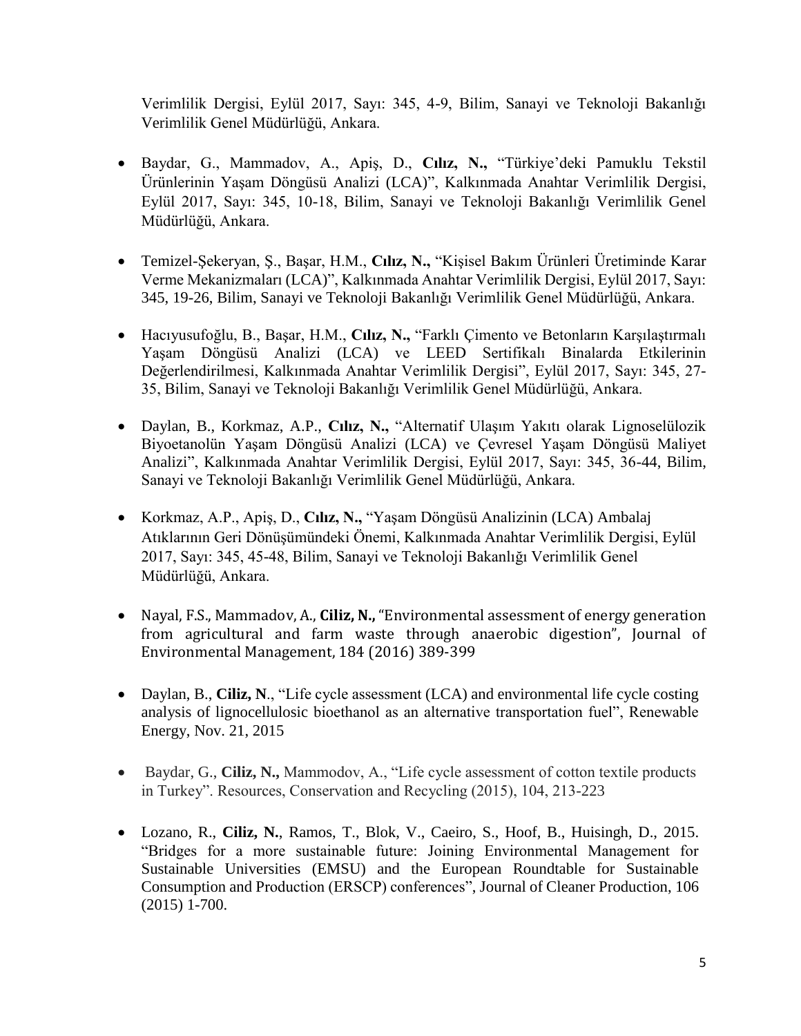Verimlilik Dergisi, Eylül 2017, Sayı: 345, 4-9, Bilim, Sanayi ve Teknoloji Bakanlığı Verimlilik Genel Müdürlüğü, Ankara.

- Baydar, G., Mammadov, A., Apiş, D., **Cılız, N.,** "Türkiye'deki Pamuklu Tekstil Ürünlerinin Yaşam Döngüsü Analizi (LCA)", Kalkınmada Anahtar Verimlilik Dergisi, Eylül 2017, Sayı: 345, 10-18, Bilim, Sanayi ve Teknoloji Bakanlığı Verimlilik Genel Müdürlüğü, Ankara.

- Temizel-Şekeryan, Ş., Başar, H.M., **Cılız, N.,** "Kişisel Bakım Ürünleri Üretiminde Karar Verme Mekanizmaları (LCA)", Kalkınmada Anahtar Verimlilik Dergisi, Eylül 2017, Sayı: 345, 19-26, Bilim, Sanayi ve Teknoloji Bakanlığı Verimlilik Genel Müdürlüğü, Ankara.

- Hacıyusufoğlu, B., Başar, H.M., **Cılız, N.,** "Farklı Çimento ve Betonların Karşılaştırmalı Yaşam Döngüsü Analizi (LCA) ve LEED Sertifikalı Binalarda Etkilerinin Değerlendirilmesi, Kalkınmada Anahtar Verimlilik Dergisi", Eylül 2017, Sayı: 345, 27-35, Bilim, Sanayi ve Teknoloji Bakanlığı Verimlilik Genel Müdürlüğü, Ankara.

- Daylan, B., Korkmaz, A.P., **Cılız, N.,** "Alternatif Ulaşım Yakıtı olarak Lignoselülozik Biyoetanolün Yaşam Döngüsü Analizi (LCA) ve Çevresel Yaşam Döngüsü Maliyet Analizi", Kalkınmada Anahtar Verimlilik Dergisi, Eylül 2017, Sayı: 345, 36-44, Bilim, Sanayi ve Teknoloji Bakanlığı Verimlilik Genel Müdürlüğü, Ankara.

- Korkmaz, A.P., Apiş, D., **Cılız, N.,** "Yaşam Döngüsü Analizinin (LCA) Ambalaj Atıklarının Geri Dönüşümündeki Önemi, Kalkınmada Anahtar Verimlilik Dergisi, Eylül 2017, Sayı: 345, 45-48, Bilim, Sanayi ve Teknoloji Bakanlığı Verimlilik Genel Müdürlüğü, Ankara.

- Nayal, F.S., Mammadov, A., **Ciliz, N.,** "Environmental assessment of energy generation from agricultural and farm waste through anaerobic digestion", Journal of Environmental Management, 184 (2016) 389-399

- Daylan, B., **Ciliz, N**., "Life cycle assessment (LCA) and environmental life cycle costing analysis of lignocellulosic bioethanol as an alternative transportation fuel", Renewable Energy, Nov. 21, 2015

- Baydar, G., **Ciliz, N.,** Mammodov, A., "Life cycle assessment of cotton textile products in Turkey". Resources, Conservation and Recycling (2015), 104, 213-223

- Lozano, R., **Ciliz, N.**, Ramos, T., Blok, V., Caeiro, S., Hoof, B., Huisingh, D., 2015. "Bridges for a more sustainable future: Joining Environmental Management for Sustainable Universities (EMSU) and the European Roundtable for Sustainable Consumption and Production (ERSCP) conferences", Journal of Cleaner Production, 106 (2015) 1-700.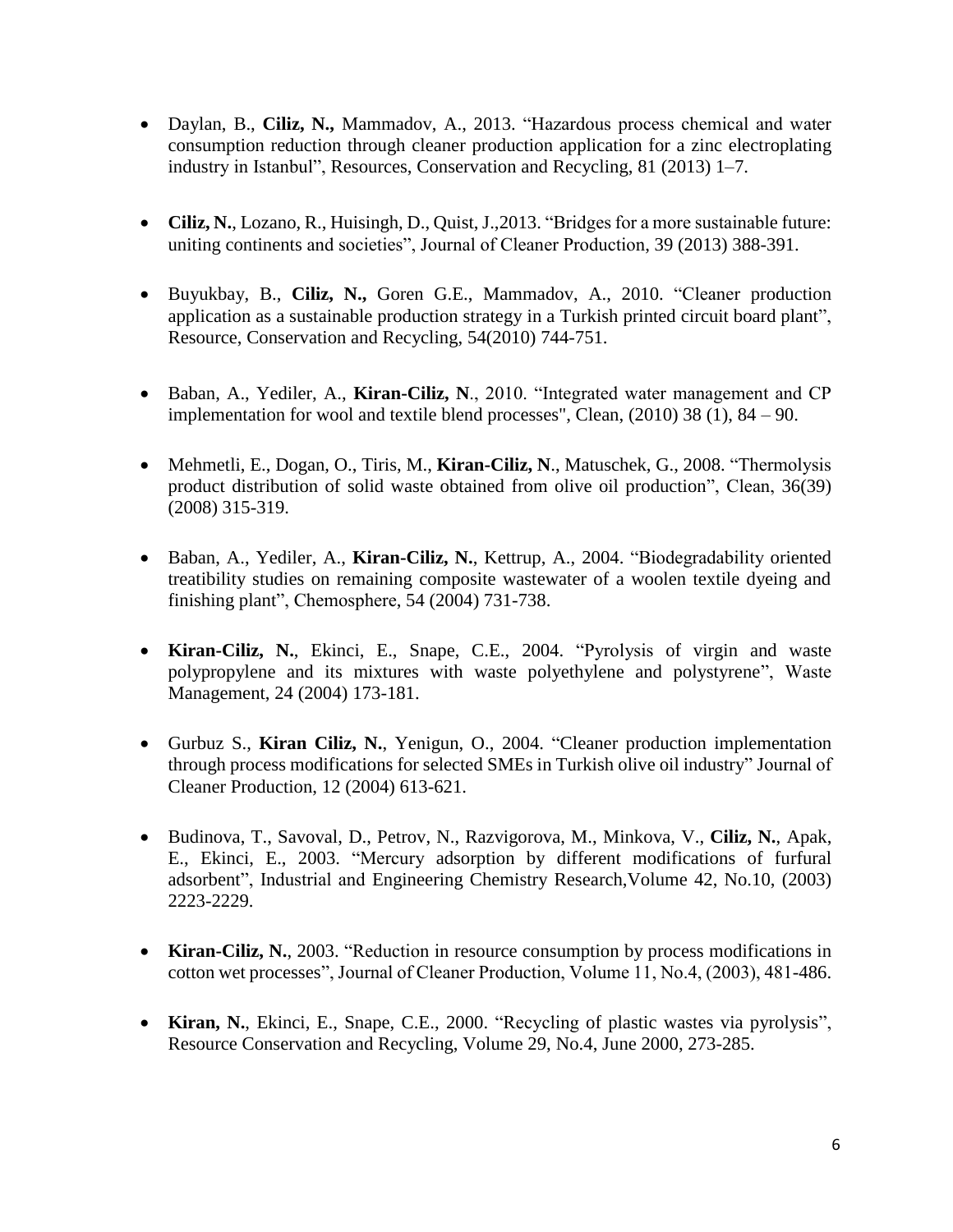- Daylan, B., **Ciliz, N.,** Mammadov, A., 2013. "Hazardous process chemical and water consumption reduction through cleaner production application for a zinc electroplating industry in Istanbul", Resources, Conservation and Recycling, 81 (2013) 1–7.

- **Ciliz, N.**, Lozano, R., Huisingh, D., Quist, J.,2013. "Bridges for a more sustainable future: uniting continents and societies", Journal of Cleaner Production, 39 (2013) 388-391.

- Buyukbay, B., **Ciliz, N.,** Goren G.E., Mammadov, A., 2010. "Cleaner production application as a sustainable production strategy in a Turkish printed circuit board plant", Resource, Conservation and Recycling, 54(2010) 744-751.

- Baban, A., Yediler, A., **Kiran-Ciliz, N**., 2010. "Integrated water management and CP implementation for wool and textile blend processes", Clean, (2010) 38 (1), 84 – 90.

- Mehmetli, E., Dogan, O., Tiris, M., **Kiran-Ciliz, N**., Matuschek, G., 2008. "Thermolysis product distribution of solid waste obtained from olive oil production", Clean, 36(39) (2008) 315-319.

- Baban, A., Yediler, A., **Kiran-Ciliz, N.**, Kettrup, A., 2004. "Biodegradability oriented treatibility studies on remaining composite wastewater of a woolen textile dyeing and finishing plant", Chemosphere, 54 (2004) 731-738.

- **Kiran-Ciliz, N.**, Ekinci, E., Snape, C.E., 2004. "Pyrolysis of virgin and waste polypropylene and its mixtures with waste polyethylene and polystyrene", Waste Management, 24 (2004) 173-181.

- Gurbuz S., **Kiran Ciliz, N.**, Yenigun, O., 2004. "Cleaner production implementation through process modifications for selected SMEs in Turkish olive oil industry" Journal of Cleaner Production, 12 (2004) 613-621.

- Budinova, T., Savoval, D., Petrov, N., Razvigorova, M., Minkova, V., **Ciliz, N.**, Apak, E., Ekinci, E., 2003. "Mercury adsorption by different modifications of furfural adsorbent", Industrial and Engineering Chemistry Research,Volume 42, No.10, (2003) 2223-2229.

- **Kiran-Ciliz, N.**, 2003. "Reduction in resource consumption by process modifications in cotton wet processes", Journal of Cleaner Production, Volume 11, No.4, (2003), 481-486.

- **Kiran, N.**, Ekinci, E., Snape, C.E., 2000. "Recycling of plastic wastes via pyrolysis", Resource Conservation and Recycling, Volume 29, No.4, June 2000, 273-285.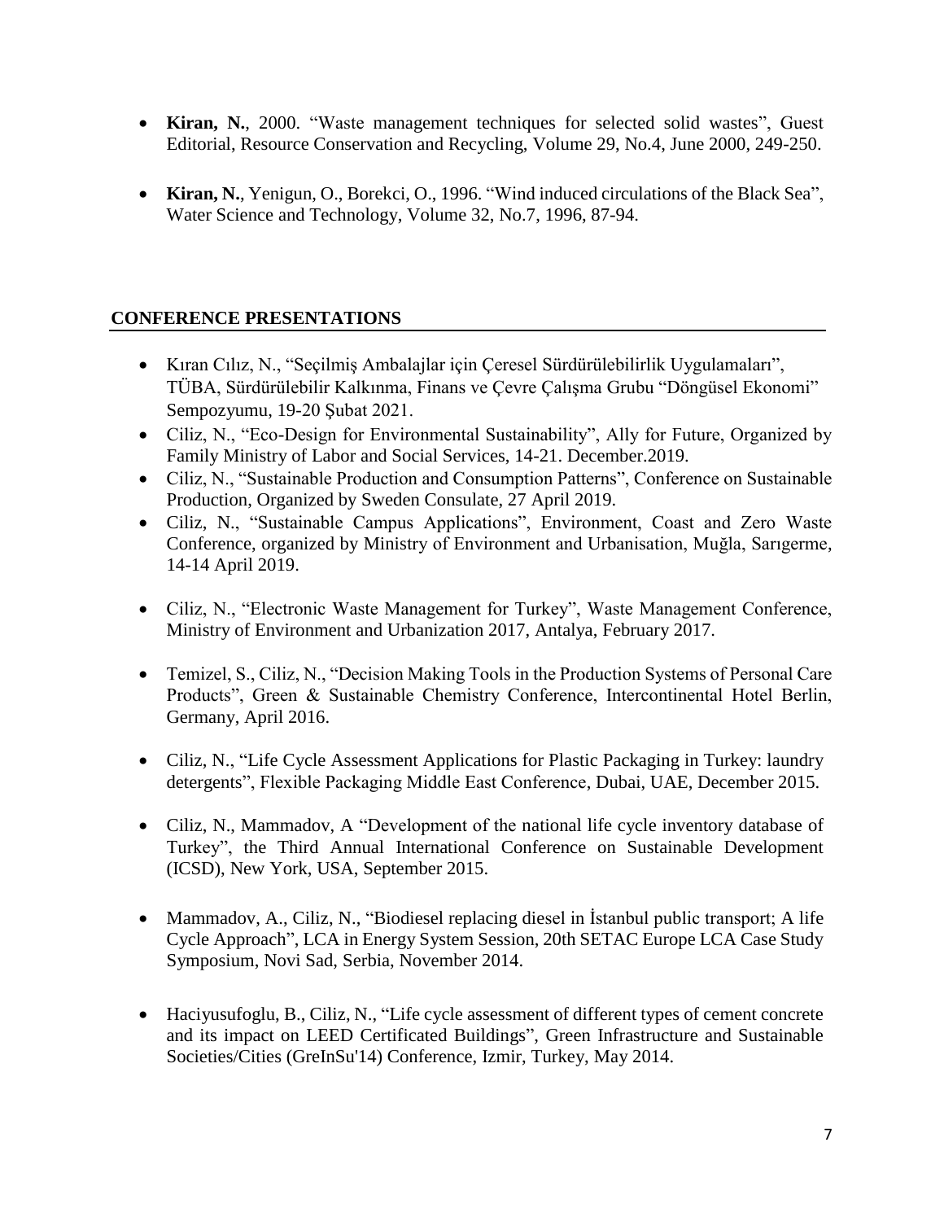- **Kiran, N.**, 2000. "Waste management techniques for selected solid wastes", Guest Editorial, Resource Conservation and Recycling, Volume 29, No.4, June 2000, 249-250.

- **Kiran, N.**, Yenigun, O., Borekci, O., 1996. "Wind induced circulations of the Black Sea", Water Science and Technology, Volume 32, No.7, 1996, 87-94.

## CONFERENCE PRESENTATIONS

- Kıran Cılız, N., "Seçilmiş Ambalajlar için Çeresel Sürdürülebilirlik Uygulamaları", TÜBA, Sürdürülebilir Kalkınma, Finans ve Çevre Çalışma Grubu "Döngüsel Ekonomi" Sempozyumu, 19-20 Şubat 2021.
- Ciliz, N., "Eco-Design for Environmental Sustainability", Ally for Future, Organized by Family Ministry of Labor and Social Services, 14-21. December.2019.
- Ciliz, N., "Sustainable Production and Consumption Patterns", Conference on Sustainable Production, Organized by Sweden Consulate, 27 April 2019.
- Ciliz, N., "Sustainable Campus Applications", Environment, Coast and Zero Waste Conference, organized by Ministry of Environment and Urbanisation, Muğla, Sarıgerme, 14-14 April 2019.

- Ciliz, N., "Electronic Waste Management for Turkey", Waste Management Conference, Ministry of Environment and Urbanization 2017, Antalya, February 2017.

- Temizel, S., Ciliz, N., "Decision Making Tools in the Production Systems of Personal Care Products", Green & Sustainable Chemistry Conference, Intercontinental Hotel Berlin, Germany, April 2016.

- Ciliz, N., "Life Cycle Assessment Applications for Plastic Packaging in Turkey: laundry detergents", Flexible Packaging Middle East Conference, Dubai, UAE, December 2015.

- Ciliz, N., Mammadov, A "Development of the national life cycle inventory database of Turkey", the Third Annual International Conference on Sustainable Development (ICSD), New York, USA, September 2015.

- Mammadov, A., Ciliz, N., "Biodiesel replacing diesel in İstanbul public transport; A life Cycle Approach", LCA in Energy System Session, 20th SETAC Europe LCA Case Study Symposium, Novi Sad, Serbia, November 2014.

- Haciyusufoglu, B., Ciliz, N., "Life cycle assessment of different types of cement concrete and its impact on LEED Certificated Buildings", Green Infrastructure and Sustainable Societies/Cities (GreInSu'14) Conference, Izmir, Turkey, May 2014.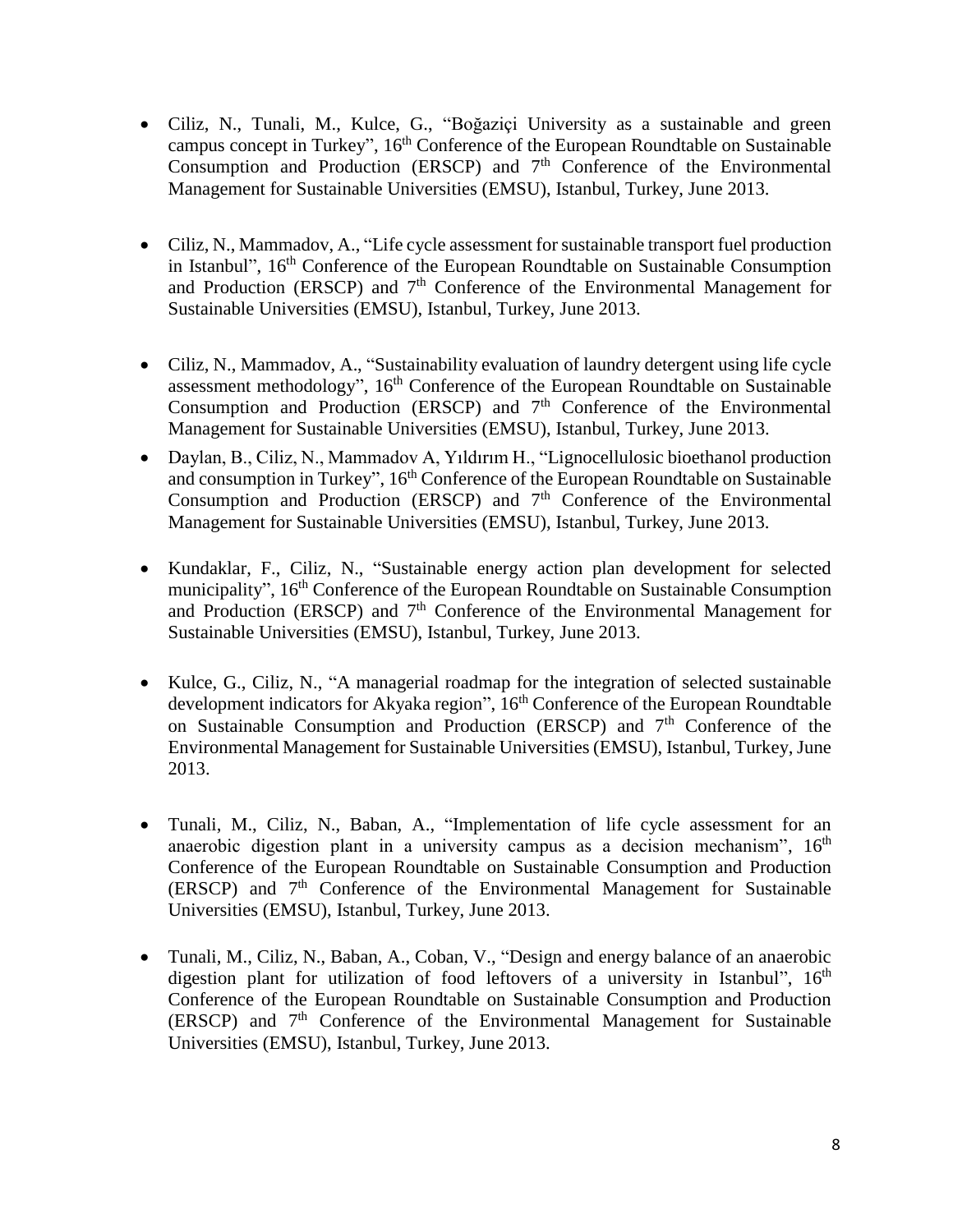- Ciliz, N., Tunali, M., Kulce, G., "Boğaziçi University as a sustainable and green campus concept in Turkey", 16$^{th}$ Conference of the European Roundtable on Sustainable Consumption and Production (ERSCP) and 7$^{th}$ Conference of the Environmental Management for Sustainable Universities (EMSU), Istanbul, Turkey, June 2013.

- Ciliz, N., Mammadov, A., "Life cycle assessment for sustainable transport fuel production in Istanbul", 16$^{th}$ Conference of the European Roundtable on Sustainable Consumption and Production (ERSCP) and 7$^{th}$ Conference of the Environmental Management for Sustainable Universities (EMSU), Istanbul, Turkey, June 2013.

- Ciliz, N., Mammadov, A., "Sustainability evaluation of laundry detergent using life cycle assessment methodology", 16$^{th}$ Conference of the European Roundtable on Sustainable Consumption and Production (ERSCP) and 7$^{th}$ Conference of the Environmental Management for Sustainable Universities (EMSU), Istanbul, Turkey, June 2013.

- Daylan, B., Ciliz, N., Mammadov A, Yıldırım H., "Lignocellulosic bioethanol production and consumption in Turkey", 16$^{th}$ Conference of the European Roundtable on Sustainable Consumption and Production (ERSCP) and 7$^{th}$ Conference of the Environmental Management for Sustainable Universities (EMSU), Istanbul, Turkey, June 2013.

- Kundaklar, F., Ciliz, N., "Sustainable energy action plan development for selected municipality", 16$^{th}$ Conference of the European Roundtable on Sustainable Consumption and Production (ERSCP) and 7$^{th}$ Conference of the Environmental Management for Sustainable Universities (EMSU), Istanbul, Turkey, June 2013.

- Kulce, G., Ciliz, N., "A managerial roadmap for the integration of selected sustainable development indicators for Akyaka region", 16$^{th}$ Conference of the European Roundtable on Sustainable Consumption and Production (ERSCP) and 7$^{th}$ Conference of the Environmental Management for Sustainable Universities (EMSU), Istanbul, Turkey, June 2013.

- Tunali, M., Ciliz, N., Baban, A., "Implementation of life cycle assessment for an anaerobic digestion plant in a university campus as a decision mechanism", 16$^{th}$ Conference of the European Roundtable on Sustainable Consumption and Production (ERSCP) and 7$^{th}$ Conference of the Environmental Management for Sustainable Universities (EMSU), Istanbul, Turkey, June 2013.

- Tunali, M., Ciliz, N., Baban, A., Coban, V., "Design and energy balance of an anaerobic digestion plant for utilization of food leftovers of a university in Istanbul", 16$^{th}$ Conference of the European Roundtable on Sustainable Consumption and Production (ERSCP) and 7$^{th}$ Conference of the Environmental Management for Sustainable Universities (EMSU), Istanbul, Turkey, June 2013.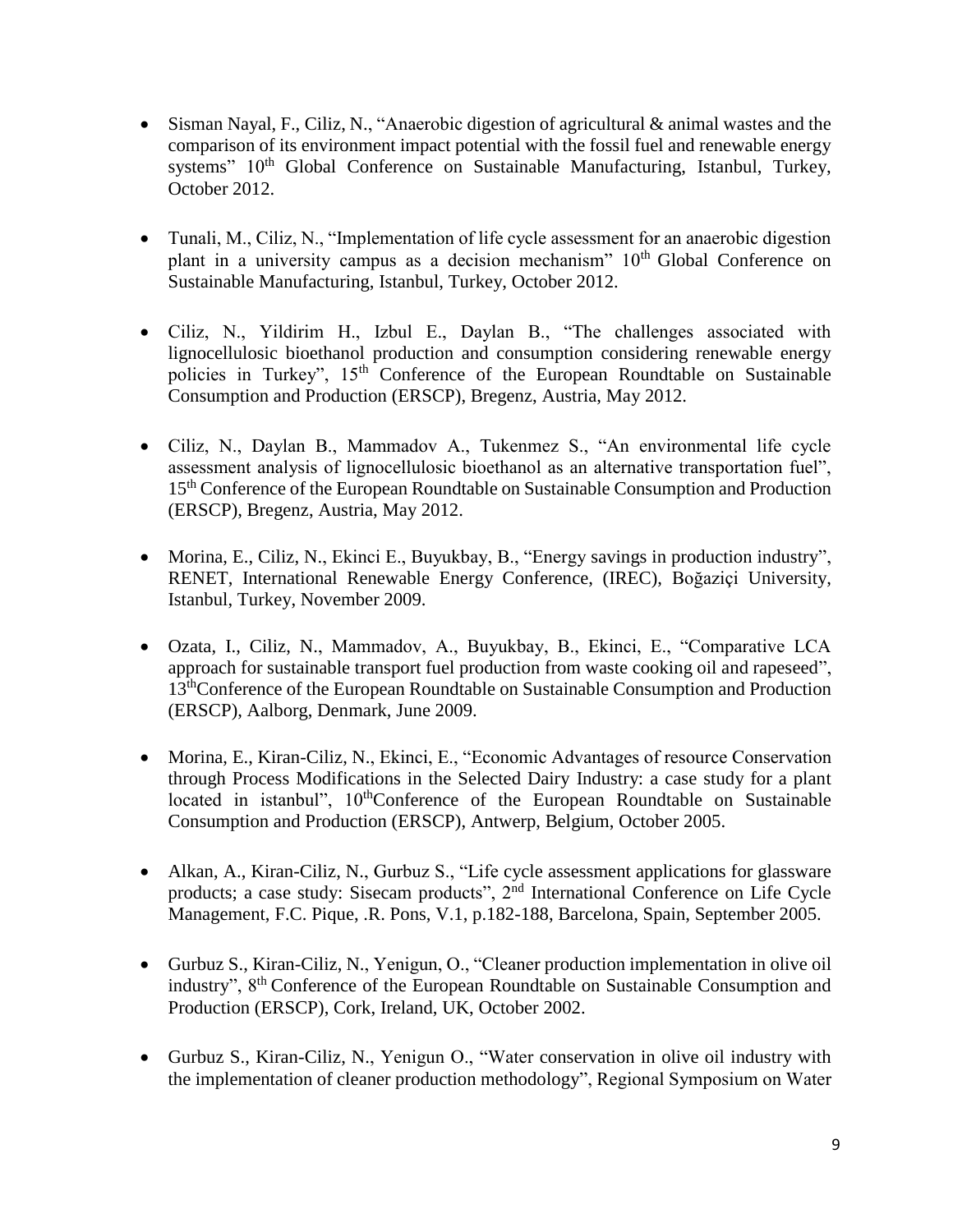- Sisman Nayal, F., Ciliz, N., "Anaerobic digestion of agricultural & animal wastes and the comparison of its environment impact potential with the fossil fuel and renewable energy systems" 10th Global Conference on Sustainable Manufacturing, Istanbul, Turkey, October 2012.

- Tunali, M., Ciliz, N., "Implementation of life cycle assessment for an anaerobic digestion plant in a university campus as a decision mechanism" 10th Global Conference on Sustainable Manufacturing, Istanbul, Turkey, October 2012.

- Ciliz, N., Yildirim H., Izbul E., Daylan B., "The challenges associated with lignocellulosic bioethanol production and consumption considering renewable energy policies in Turkey", 15th Conference of the European Roundtable on Sustainable Consumption and Production (ERSCP), Bregenz, Austria, May 2012.

- Ciliz, N., Daylan B., Mammadov A., Tukenmez S., "An environmental life cycle assessment analysis of lignocellulosic bioethanol as an alternative transportation fuel", 15th Conference of the European Roundtable on Sustainable Consumption and Production (ERSCP), Bregenz, Austria, May 2012.

- Morina, E., Ciliz, N., Ekinci E., Buyukbay, B., "Energy savings in production industry", RENET, International Renewable Energy Conference, (IREC), Boğaziçi University, Istanbul, Turkey, November 2009.

- Ozata, I., Ciliz, N., Mammadov, A., Buyukbay, B., Ekinci, E., "Comparative LCA approach for sustainable transport fuel production from waste cooking oil and rapeseed", 13thConference of the European Roundtable on Sustainable Consumption and Production (ERSCP), Aalborg, Denmark, June 2009.

- Morina, E., Kiran-Ciliz, N., Ekinci, E., "Economic Advantages of resource Conservation through Process Modifications in the Selected Dairy Industry: a case study for a plant located in istanbul", 10thConference of the European Roundtable on Sustainable Consumption and Production (ERSCP), Antwerp, Belgium, October 2005.

- Alkan, A., Kiran-Ciliz, N., Gurbuz S., "Life cycle assessment applications for glassware products; a case study: Sisecam products", 2nd International Conference on Life Cycle Management, F.C. Pique, .R. Pons, V.1, p.182-188, Barcelona, Spain, September 2005.

- Gurbuz S., Kiran-Ciliz, N., Yenigun, O., "Cleaner production implementation in olive oil industry", 8th Conference of the European Roundtable on Sustainable Consumption and Production (ERSCP), Cork, Ireland, UK, October 2002.

- Gurbuz S., Kiran-Ciliz, N., Yenigun O., "Water conservation in olive oil industry with the implementation of cleaner production methodology", Regional Symposium on Water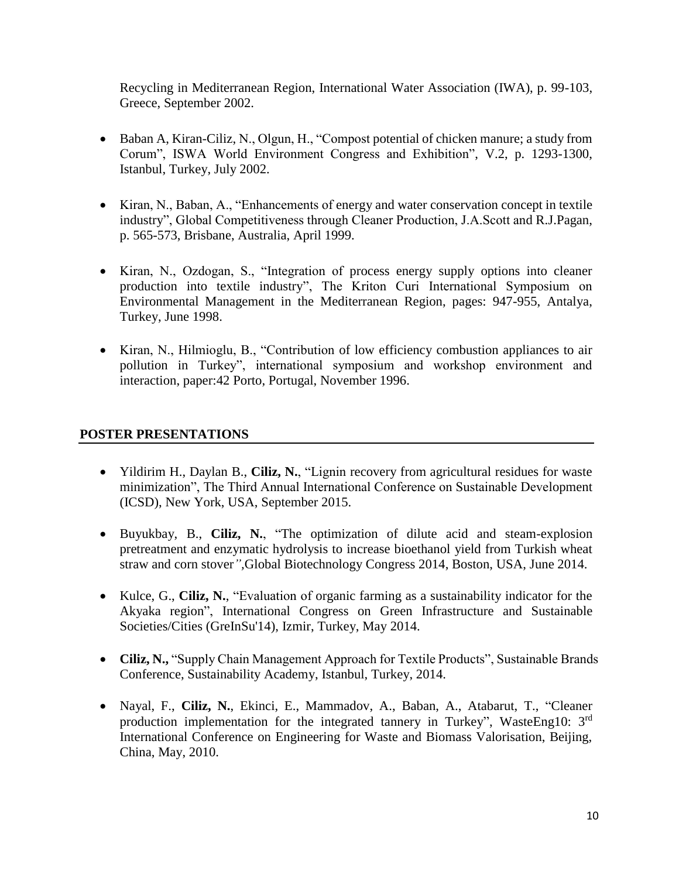Recycling in Mediterranean Region, International Water Association (IWA), p. 99-103, Greece, September 2002.

- Baban A, Kiran-Ciliz, N., Olgun, H., "Compost potential of chicken manure; a study from Corum", ISWA World Environment Congress and Exhibition", V.2, p. 1293-1300, Istanbul, Turkey, July 2002.
- Kiran, N., Baban, A., "Enhancements of energy and water conservation concept in textile industry", Global Competitiveness through Cleaner Production, J.A.Scott and R.J.Pagan, p. 565-573, Brisbane, Australia, April 1999.
- Kiran, N., Ozdogan, S., "Integration of process energy supply options into cleaner production into textile industry", The Kriton Curi International Symposium on Environmental Management in the Mediterranean Region, pages: 947-955, Antalya, Turkey, June 1998.
- Kiran, N., Hilmioglu, B., "Contribution of low efficiency combustion appliances to air pollution in Turkey", international symposium and workshop environment and interaction, paper:42 Porto, Portugal, November 1996.

## POSTER PRESENTATIONS

- Yildirim H., Daylan B., **Ciliz, N.**, "Lignin recovery from agricultural residues for waste minimization", The Third Annual International Conference on Sustainable Development (ICSD), New York, USA, September 2015.
- Buyukbay, B., **Ciliz, N.**, "The optimization of dilute acid and steam-explosion pretreatment and enzymatic hydrolysis to increase bioethanol yield from Turkish wheat straw and corn stover",Global Biotechnology Congress 2014, Boston, USA, June 2014.
- Kulce, G., **Ciliz, N.**, "Evaluation of organic farming as a sustainability indicator for the Akyaka region", International Congress on Green Infrastructure and Sustainable Societies/Cities (GreInSu'14), Izmir, Turkey, May 2014.
- **Ciliz, N.,** "Supply Chain Management Approach for Textile Products", Sustainable Brands Conference, Sustainability Academy, Istanbul, Turkey, 2014.
- Nayal, F., **Ciliz, N.**, Ekinci, E., Mammadov, A., Baban, A., Atabarut, T., "Cleaner production implementation for the integrated tannery in Turkey", WasteEng10: 3rd International Conference on Engineering for Waste and Biomass Valorisation, Beijing, China, May, 2010.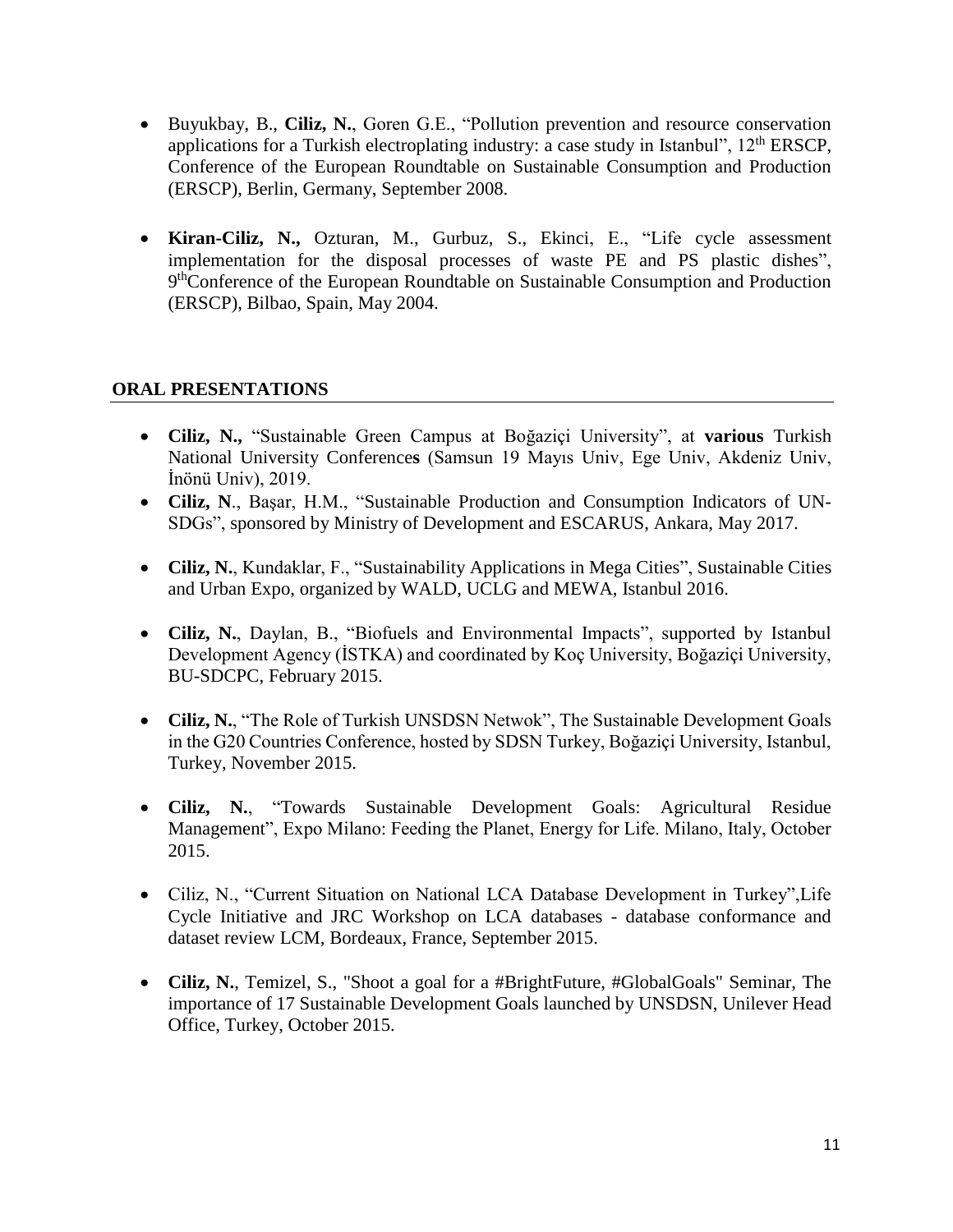- Buyukbay, B., **Ciliz, N.**, Goren G.E., "Pollution prevention and resource conservation applications for a Turkish electroplating industry: a case study in Istanbul", 12[th] ERSCP, Conference of the European Roundtable on Sustainable Consumption and Production (ERSCP), Berlin, Germany, September 2008.

- **Kiran-Ciliz, N.,** Ozturan, M., Gurbuz, S., Ekinci, E., "Life cycle assessment implementation for the disposal processes of waste PE and PS plastic dishes", 9[th]Conference of the European Roundtable on Sustainable Consumption and Production (ERSCP), Bilbao, Spain, May 2004.

## ORAL PRESENTATIONS

- **Ciliz, N.,** "Sustainable Green Campus at Boğaziçi University", at **various** Turkish National University Conference**s** (Samsun 19 Mayıs Univ, Ege Univ, Akdeniz Univ, İnönü Univ), 2019.
- **Ciliz, N**., Başar, H.M., "Sustainable Production and Consumption Indicators of UN-SDGs", sponsored by Ministry of Development and ESCARUS, Ankara, May 2017.

- **Ciliz, N.**, Kundaklar, F., "Sustainability Applications in Mega Cities", Sustainable Cities and Urban Expo, organized by WALD, UCLG and MEWA, Istanbul 2016.

- **Ciliz, N.**, Daylan, B., "Biofuels and Environmental Impacts", supported by Istanbul Development Agency (İSTKA) and coordinated by Koç University, Boğaziçi University, BU-SDCPC, February 2015.

- **Ciliz, N.**, "The Role of Turkish UNSDSN Netwok", The Sustainable Development Goals in the G20 Countries Conference, hosted by SDSN Turkey, Boğaziçi University, Istanbul, Turkey, November 2015.

- **Ciliz, N.**, "Towards Sustainable Development Goals: Agricultural Residue Management", Expo Milano: Feeding the Planet, Energy for Life. Milano, Italy, October 2015.

- Ciliz, N., "Current Situation on National LCA Database Development in Turkey",Life Cycle Initiative and JRC Workshop on LCA databases - database conformance and dataset review LCM, Bordeaux, France, September 2015.

- **Ciliz, N.**, Temizel, S., "Shoot a goal for a #BrightFuture, #GlobalGoals" Seminar, The importance of 17 Sustainable Development Goals launched by UNSDSN, Unilever Head Office, Turkey, October 2015.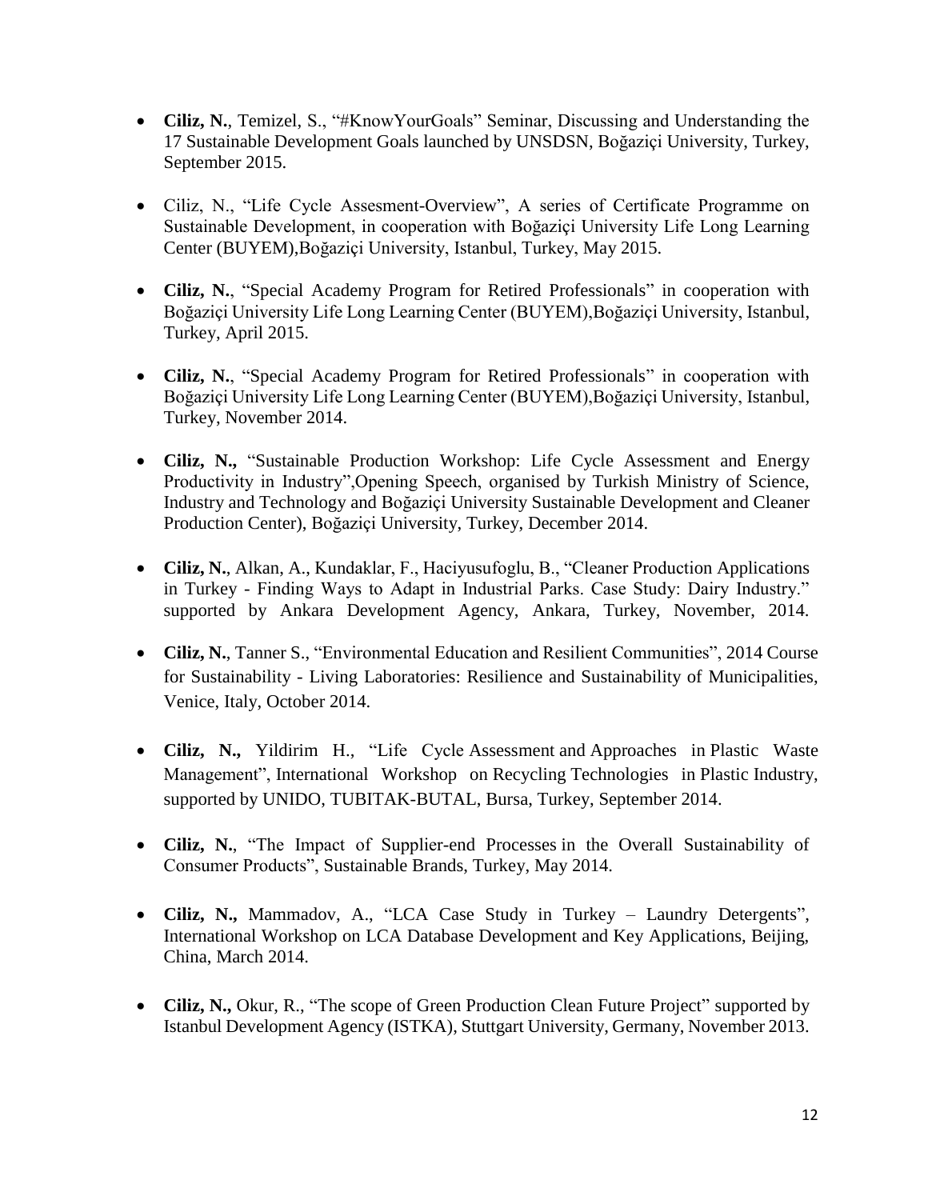- **Ciliz, N.**, Temizel, S., "#KnowYourGoals" Seminar, Discussing and Understanding the 17 Sustainable Development Goals launched by UNSDSN, Boğaziçi University, Turkey, September 2015.

- Ciliz, N., "Life Cycle Assesment-Overview", A series of Certificate Programme on Sustainable Development, in cooperation with Boğaziçi University Life Long Learning Center (BUYEM),Boğaziçi University, Istanbul, Turkey, May 2015.

- **Ciliz, N.**, "Special Academy Program for Retired Professionals" in cooperation with Boğaziçi University Life Long Learning Center (BUYEM),Boğaziçi University, Istanbul, Turkey, April 2015.

- **Ciliz, N.**, "Special Academy Program for Retired Professionals" in cooperation with Boğaziçi University Life Long Learning Center (BUYEM),Boğaziçi University, Istanbul, Turkey, November 2014.

- **Ciliz, N.,** "Sustainable Production Workshop: Life Cycle Assessment and Energy Productivity in Industry",Opening Speech, organised by Turkish Ministry of Science, Industry and Technology and Boğaziçi University Sustainable Development and Cleaner Production Center), Boğaziçi University, Turkey, December 2014.

- **Ciliz, N.**, Alkan, A., Kundaklar, F., Haciyusufoglu, B., "Cleaner Production Applications in Turkey - Finding Ways to Adapt in Industrial Parks. Case Study: Dairy Industry." supported by Ankara Development Agency, Ankara, Turkey, November, 2014.

- **Ciliz, N.**, Tanner S., "Environmental Education and Resilient Communities", 2014 Course for Sustainability - Living Laboratories: Resilience and Sustainability of Municipalities, Venice, Italy, October 2014.

- **Ciliz, N.,** Yildirim H., "Life Cycle Assessment and Approaches in Plastic Waste Management", International Workshop on Recycling Technologies in Plastic Industry, supported by UNIDO, TUBITAK-BUTAL, Bursa, Turkey, September 2014.

- **Ciliz, N.**, "The Impact of Supplier-end Processes in the Overall Sustainability of Consumer Products", Sustainable Brands, Turkey, May 2014.

- **Ciliz, N.,** Mammadov, A., "LCA Case Study in Turkey – Laundry Detergents", International Workshop on LCA Database Development and Key Applications, Beijing, China, March 2014.

- **Ciliz, N.,** Okur, R., "The scope of Green Production Clean Future Project" supported by Istanbul Development Agency (ISTKA), Stuttgart University, Germany, November 2013.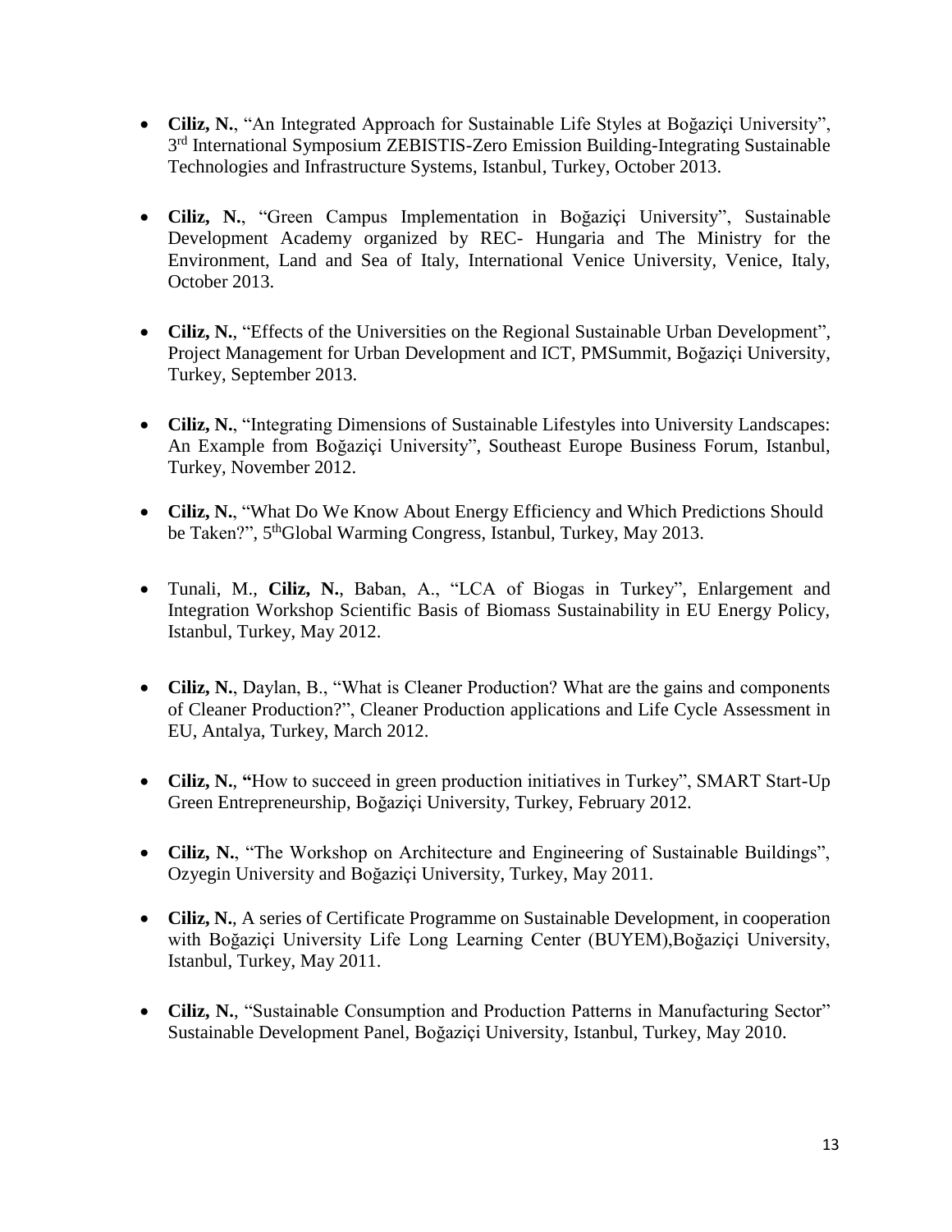- **Ciliz, N.**, "An Integrated Approach for Sustainable Life Styles at Boğaziçi University", 3rd International Symposium ZEBISTIS-Zero Emission Building-Integrating Sustainable Technologies and Infrastructure Systems, Istanbul, Turkey, October 2013.

- **Ciliz, N.**, "Green Campus Implementation in Boğaziçi University", Sustainable Development Academy organized by REC- Hungaria and The Ministry for the Environment, Land and Sea of Italy, International Venice University, Venice, Italy, October 2013.

- **Ciliz, N.**, "Effects of the Universities on the Regional Sustainable Urban Development", Project Management for Urban Development and ICT, PMSummit, Boğaziçi University, Turkey, September 2013.

- **Ciliz, N.**, "Integrating Dimensions of Sustainable Lifestyles into University Landscapes: An Example from Boğaziçi University", Southeast Europe Business Forum, Istanbul, Turkey, November 2012.

- **Ciliz, N.**, "What Do We Know About Energy Efficiency and Which Predictions Should be Taken?", 5thGlobal Warming Congress, Istanbul, Turkey, May 2013.

- Tunali, M., **Ciliz, N.**, Baban, A., "LCA of Biogas in Turkey", Enlargement and Integration Workshop Scientific Basis of Biomass Sustainability in EU Energy Policy, Istanbul, Turkey, May 2012.

- **Ciliz, N.**, Daylan, B., "What is Cleaner Production? What are the gains and components of Cleaner Production?", Cleaner Production applications and Life Cycle Assessment in EU, Antalya, Turkey, March 2012.

- **Ciliz, N.**, **"**How to succeed in green production initiatives in Turkey", SMART Start-Up Green Entrepreneurship, Boğaziçi University, Turkey, February 2012.

- **Ciliz, N.**, "The Workshop on Architecture and Engineering of Sustainable Buildings", Ozyegin University and Boğaziçi University, Turkey, May 2011.

- **Ciliz, N.**, A series of Certificate Programme on Sustainable Development, in cooperation with Boğaziçi University Life Long Learning Center (BUYEM),Boğaziçi University, Istanbul, Turkey, May 2011.

- **Ciliz, N.**, "Sustainable Consumption and Production Patterns in Manufacturing Sector" Sustainable Development Panel, Boğaziçi University, Istanbul, Turkey, May 2010.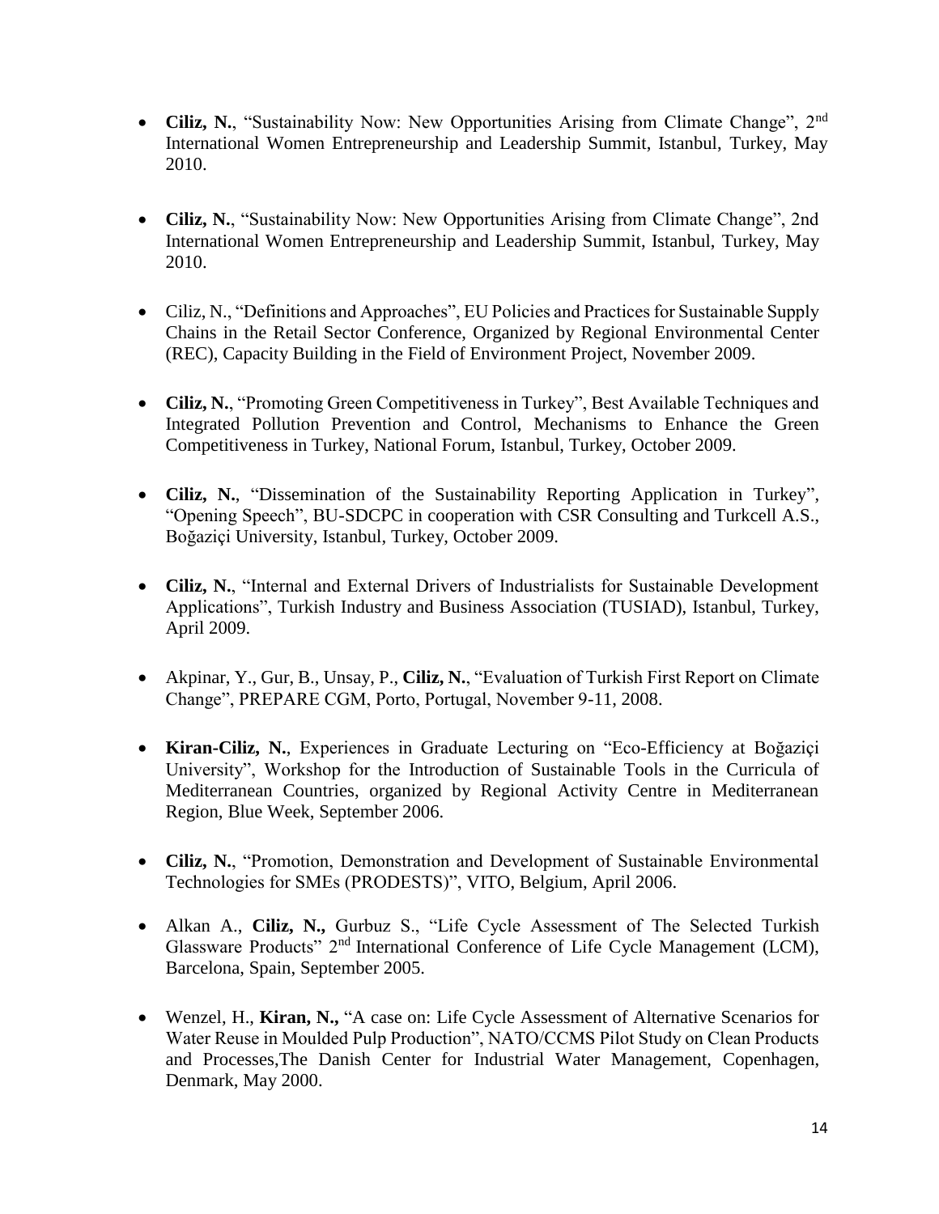- **Ciliz, N.**, “Sustainability Now: New Opportunities Arising from Climate Change”, 2nd International Women Entrepreneurship and Leadership Summit, Istanbul, Turkey, May 2010.

- **Ciliz, N.**, “Sustainability Now: New Opportunities Arising from Climate Change”, 2nd International Women Entrepreneurship and Leadership Summit, Istanbul, Turkey, May 2010.

- Ciliz, N., “Definitions and Approaches”, EU Policies and Practices for Sustainable Supply Chains in the Retail Sector Conference, Organized by Regional Environmental Center (REC), Capacity Building in the Field of Environment Project, November 2009.

- **Ciliz, N.**, “Promoting Green Competitiveness in Turkey”, Best Available Techniques and Integrated Pollution Prevention and Control, Mechanisms to Enhance the Green Competitiveness in Turkey, National Forum, Istanbul, Turkey, October 2009.

- **Ciliz, N.**, “Dissemination of the Sustainability Reporting Application in Turkey”, “Opening Speech”, BU-SDCPC in cooperation with CSR Consulting and Turkcell A.S., Boğaziçi University, Istanbul, Turkey, October 2009.

- **Ciliz, N.**, “Internal and External Drivers of Industrialists for Sustainable Development Applications”, Turkish Industry and Business Association (TUSIAD), Istanbul, Turkey, April 2009.

- Akpinar, Y., Gur, B., Unsay, P., **Ciliz, N.**, “Evaluation of Turkish First Report on Climate Change”, PREPARE CGM, Porto, Portugal, November 9-11, 2008.

- **Kiran-Ciliz, N.**, Experiences in Graduate Lecturing on “Eco-Efficiency at Boğaziçi University”, Workshop for the Introduction of Sustainable Tools in the Curricula of Mediterranean Countries, organized by Regional Activity Centre in Mediterranean Region, Blue Week, September 2006.

- **Ciliz, N.**, “Promotion, Demonstration and Development of Sustainable Environmental Technologies for SMEs (PRODESTS)”, VITO, Belgium, April 2006.

- Alkan A., **Ciliz, N.,** Gurbuz S., “Life Cycle Assessment of The Selected Turkish Glassware Products” 2nd International Conference of Life Cycle Management (LCM), Barcelona, Spain, September 2005.

- Wenzel, H., **Kiran, N.,** “A case on: Life Cycle Assessment of Alternative Scenarios for Water Reuse in Moulded Pulp Production”, NATO/CCMS Pilot Study on Clean Products and Processes,The Danish Center for Industrial Water Management, Copenhagen, Denmark, May 2000.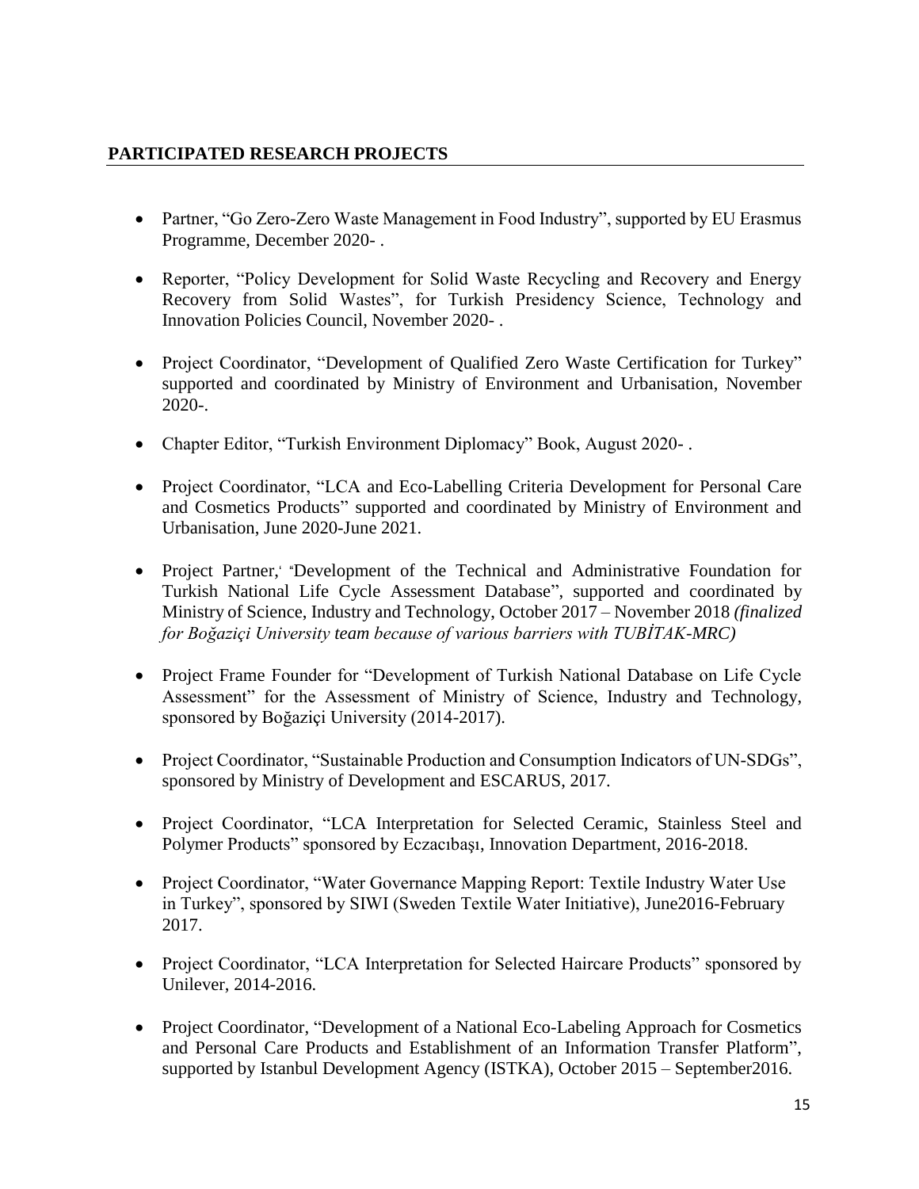## PARTICIPATED RESEARCH PROJECTS

- Partner, "Go Zero-Zero Waste Management in Food Industry", supported by EU Erasmus Programme, December 2020- .
- Reporter, "Policy Development for Solid Waste Recycling and Recovery and Energy Recovery from Solid Wastes", for Turkish Presidency Science, Technology and Innovation Policies Council, November 2020- .
- Project Coordinator, "Development of Qualified Zero Waste Certification for Turkey" supported and coordinated by Ministry of Environment and Urbanisation, November 2020-.
- Chapter Editor, "Turkish Environment Diplomacy" Book, August 2020- .
- Project Coordinator, "LCA and Eco-Labelling Criteria Development for Personal Care and Cosmetics Products" supported and coordinated by Ministry of Environment and Urbanisation, June 2020-June 2021.
- Project Partner, "Development of the Technical and Administrative Foundation for Turkish National Life Cycle Assessment Database", supported and coordinated by Ministry of Science, Industry and Technology, October 2017 – November 2018 *(finalized for Boğaziçi University team because of various barriers with TUBİTAK-MRC)*
- Project Frame Founder for "Development of Turkish National Database on Life Cycle Assessment" for the Assessment of Ministry of Science, Industry and Technology, sponsored by Boğaziçi University (2014-2017).
- Project Coordinator, "Sustainable Production and Consumption Indicators of UN-SDGs", sponsored by Ministry of Development and ESCARUS, 2017.
- Project Coordinator, "LCA Interpretation for Selected Ceramic, Stainless Steel and Polymer Products" sponsored by Eczacıbaşı, Innovation Department, 2016-2018.
- Project Coordinator, "Water Governance Mapping Report: Textile Industry Water Use in Turkey", sponsored by SIWI (Sweden Textile Water Initiative), June2016-February 2017.
- Project Coordinator, "LCA Interpretation for Selected Haircare Products" sponsored by Unilever, 2014-2016.
- Project Coordinator, "Development of a National Eco-Labeling Approach for Cosmetics and Personal Care Products and Establishment of an Information Transfer Platform", supported by Istanbul Development Agency (ISTKA), October 2015 – September2016.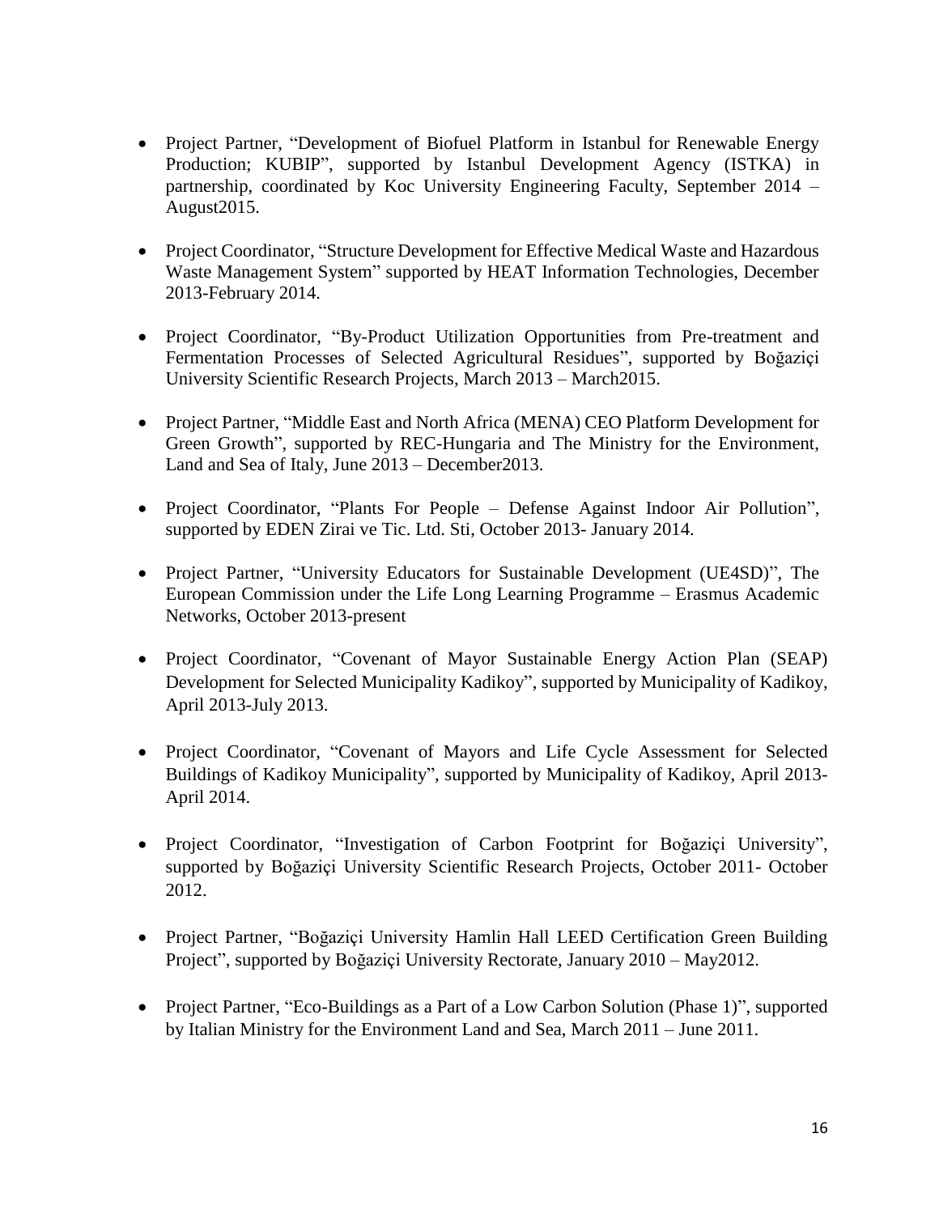- Project Partner, "Development of Biofuel Platform in Istanbul for Renewable Energy Production; KUBIP", supported by Istanbul Development Agency (ISTKA) in partnership, coordinated by Koc University Engineering Faculty, September 2014 – August2015.

- Project Coordinator, "Structure Development for Effective Medical Waste and Hazardous Waste Management System" supported by HEAT Information Technologies, December 2013-February 2014.

- Project Coordinator, "By-Product Utilization Opportunities from Pre-treatment and Fermentation Processes of Selected Agricultural Residues", supported by Boğaziçi University Scientific Research Projects, March 2013 – March2015.

- Project Partner, "Middle East and North Africa (MENA) CEO Platform Development for Green Growth", supported by REC-Hungaria and The Ministry for the Environment, Land and Sea of Italy, June 2013 – December2013.

- Project Coordinator, "Plants For People – Defense Against Indoor Air Pollution", supported by EDEN Zirai ve Tic. Ltd. Sti, October 2013- January 2014.

- Project Partner, "University Educators for Sustainable Development (UE4SD)", The European Commission under the Life Long Learning Programme – Erasmus Academic Networks, October 2013-present

- Project Coordinator, "Covenant of Mayor Sustainable Energy Action Plan (SEAP) Development for Selected Municipality Kadikoy", supported by Municipality of Kadikoy, April 2013-July 2013.

- Project Coordinator, "Covenant of Mayors and Life Cycle Assessment for Selected Buildings of Kadikoy Municipality", supported by Municipality of Kadikoy, April 2013-April 2014.

- Project Coordinator, "Investigation of Carbon Footprint for Boğaziçi University", supported by Boğaziçi University Scientific Research Projects, October 2011- October 2012.

- Project Partner, "Boğaziçi University Hamlin Hall LEED Certification Green Building Project", supported by Boğaziçi University Rectorate, January 2010 – May2012.

- Project Partner, "Eco-Buildings as a Part of a Low Carbon Solution (Phase 1)", supported by Italian Ministry for the Environment Land and Sea, March 2011 – June 2011.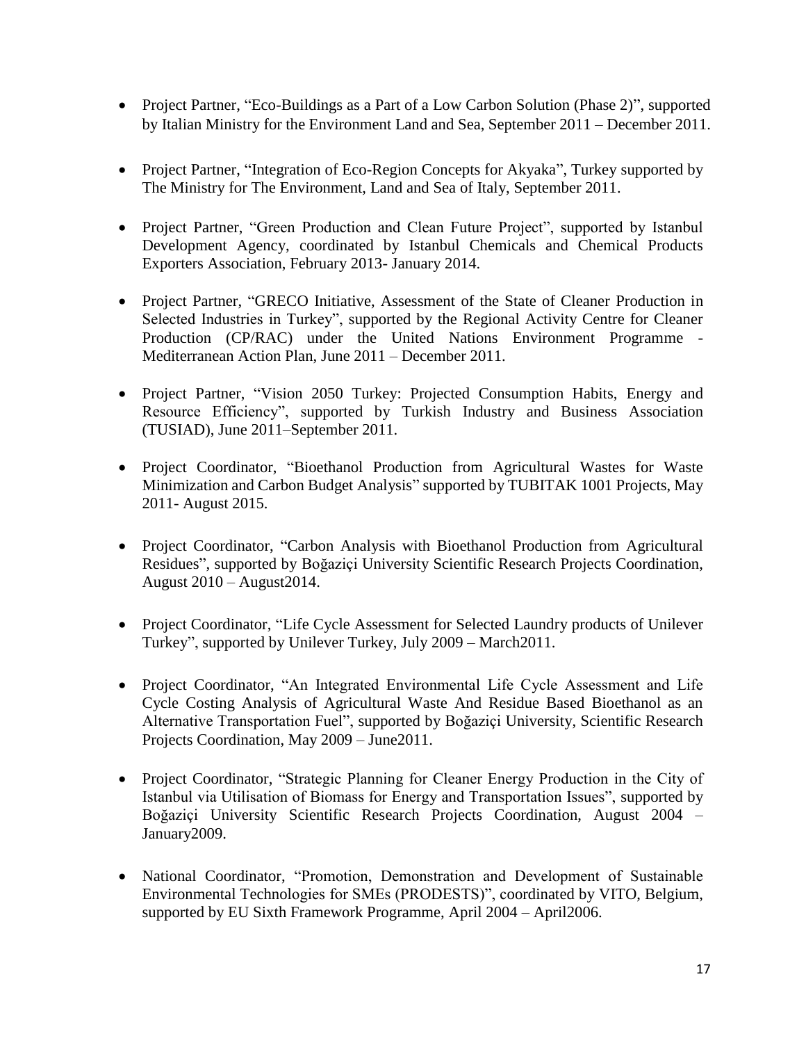- Project Partner, "Eco-Buildings as a Part of a Low Carbon Solution (Phase 2)", supported by Italian Ministry for the Environment Land and Sea, September 2011 – December 2011.

- Project Partner, "Integration of Eco-Region Concepts for Akyaka", Turkey supported by The Ministry for The Environment, Land and Sea of Italy, September 2011.

- Project Partner, "Green Production and Clean Future Project", supported by Istanbul Development Agency, coordinated by Istanbul Chemicals and Chemical Products Exporters Association, February 2013- January 2014.

- Project Partner, "GRECO Initiative, Assessment of the State of Cleaner Production in Selected Industries in Turkey", supported by the Regional Activity Centre for Cleaner Production (CP/RAC) under the United Nations Environment Programme - Mediterranean Action Plan, June 2011 – December 2011.

- Project Partner, "Vision 2050 Turkey: Projected Consumption Habits, Energy and Resource Efficiency", supported by Turkish Industry and Business Association (TUSIAD), June 2011–September 2011.

- Project Coordinator, "Bioethanol Production from Agricultural Wastes for Waste Minimization and Carbon Budget Analysis" supported by TUBITAK 1001 Projects, May 2011- August 2015.

- Project Coordinator, "Carbon Analysis with Bioethanol Production from Agricultural Residues", supported by Boğaziçi University Scientific Research Projects Coordination, August 2010 – August2014.

- Project Coordinator, "Life Cycle Assessment for Selected Laundry products of Unilever Turkey", supported by Unilever Turkey, July 2009 – March2011.

- Project Coordinator, "An Integrated Environmental Life Cycle Assessment and Life Cycle Costing Analysis of Agricultural Waste And Residue Based Bioethanol as an Alternative Transportation Fuel", supported by Boğaziçi University, Scientific Research Projects Coordination, May 2009 – June2011.

- Project Coordinator, "Strategic Planning for Cleaner Energy Production in the City of Istanbul via Utilisation of Biomass for Energy and Transportation Issues", supported by Boğaziçi University Scientific Research Projects Coordination, August 2004 – January2009.

- National Coordinator, "Promotion, Demonstration and Development of Sustainable Environmental Technologies for SMEs (PRODESTS)", coordinated by VITO, Belgium, supported by EU Sixth Framework Programme, April 2004 – April2006.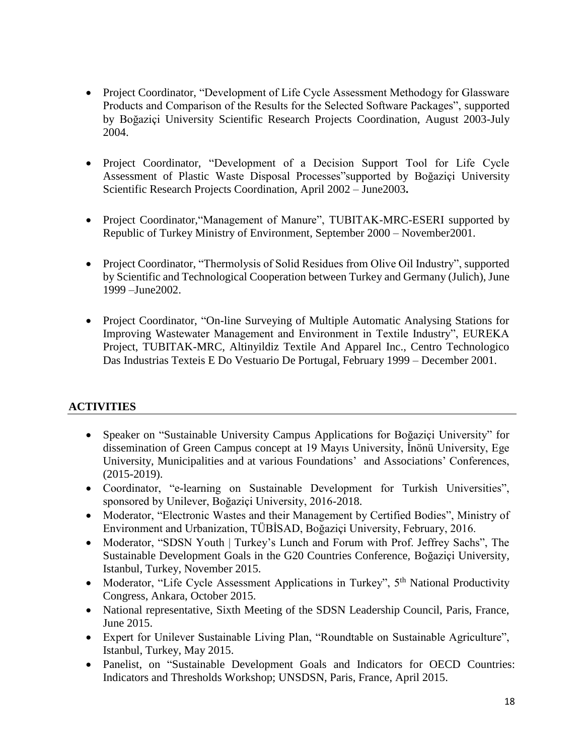- Project Coordinator, "Development of Life Cycle Assessment Methodogy for Glassware Products and Comparison of the Results for the Selected Software Packages", supported by Boğaziçi University Scientific Research Projects Coordination, August 2003-July 2004.

- Project Coordinator, "Development of a Decision Support Tool for Life Cycle Assessment of Plastic Waste Disposal Processes"supported by Boğaziçi University Scientific Research Projects Coordination, April 2002 – June2003**.**

- Project Coordinator,"Management of Manure", TUBITAK-MRC-ESERI supported by Republic of Turkey Ministry of Environment, September 2000 – November2001.

- Project Coordinator, "Thermolysis of Solid Residues from Olive Oil Industry", supported by Scientific and Technological Cooperation between Turkey and Germany (Julich), June 1999 –June2002.

- Project Coordinator, "On-line Surveying of Multiple Automatic Analysing Stations for Improving Wastewater Management and Environment in Textile Industry", EUREKA Project, TUBITAK-MRC, Altinyildiz Textile And Apparel Inc., Centro Technologico Das Industrias Texteis E Do Vestuario De Portugal, February 1999 – December 2001.

## ACTIVITIES

- Speaker on "Sustainable University Campus Applications for Boğaziçi University" for dissemination of Green Campus concept at 19 Mayıs University, İnönü University, Ege University, Municipalities and at various Foundations' and Associations' Conferences, (2015-2019).
- Coordinator, "e-learning on Sustainable Development for Turkish Universities", sponsored by Unilever, Boğaziçi University, 2016-2018.
- Moderator, "Electronic Wastes and their Management by Certified Bodies", Ministry of Environment and Urbanization, TÜBİSAD, Boğaziçi University, February, 2016.
- Moderator, "SDSN Youth | Turkey's Lunch and Forum with Prof. Jeffrey Sachs", The Sustainable Development Goals in the G20 Countries Conference, Boğaziçi University, Istanbul, Turkey, November 2015.
- Moderator, "Life Cycle Assessment Applications in Turkey", 5th National Productivity Congress, Ankara, October 2015.
- National representative, Sixth Meeting of the SDSN Leadership Council, Paris, France, June 2015.
- Expert for Unilever Sustainable Living Plan, "Roundtable on Sustainable Agriculture", Istanbul, Turkey, May 2015.
- Panelist, on "Sustainable Development Goals and Indicators for OECD Countries: Indicators and Thresholds Workshop; UNSDSN, Paris, France, April 2015.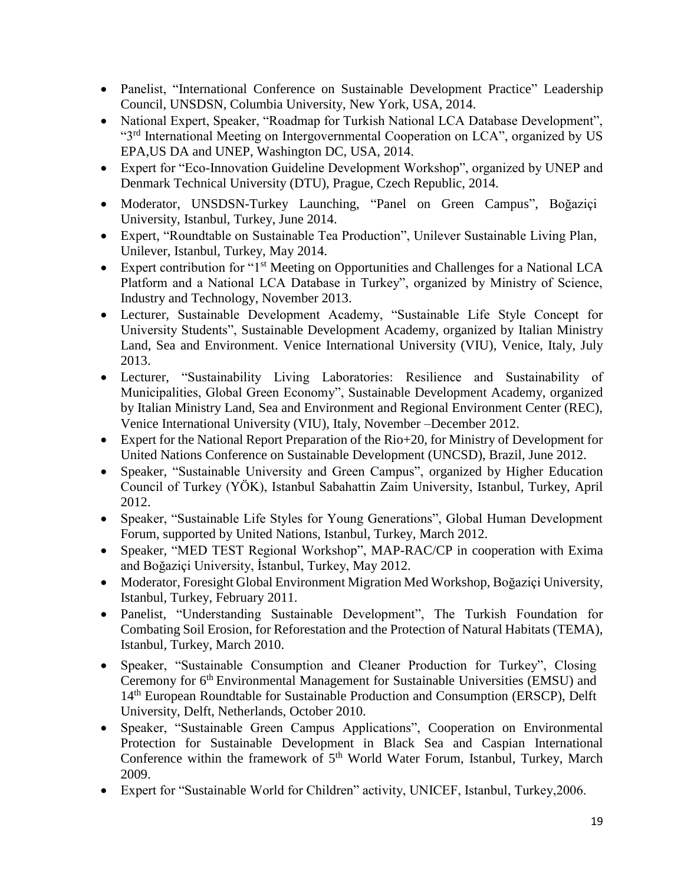- Panelist, "International Conference on Sustainable Development Practice" Leadership Council, UNSDSN, Columbia University, New York, USA, 2014.
- National Expert, Speaker, "Roadmap for Turkish National LCA Database Development", "3rd International Meeting on Intergovernmental Cooperation on LCA", organized by US EPA,US DA and UNEP, Washington DC, USA, 2014.
- Expert for "Eco-Innovation Guideline Development Workshop", organized by UNEP and Denmark Technical University (DTU), Prague, Czech Republic, 2014.
- Moderator, UNSDSN-Turkey Launching, "Panel on Green Campus", Boğaziçi University, Istanbul, Turkey, June 2014.
- Expert, "Roundtable on Sustainable Tea Production", Unilever Sustainable Living Plan, Unilever, Istanbul, Turkey, May 2014.
- Expert contribution for "1st Meeting on Opportunities and Challenges for a National LCA Platform and a National LCA Database in Turkey", organized by Ministry of Science, Industry and Technology, November 2013.
- Lecturer, Sustainable Development Academy, "Sustainable Life Style Concept for University Students", Sustainable Development Academy, organized by Italian Ministry Land, Sea and Environment. Venice International University (VIU), Venice, Italy, July 2013.
- Lecturer, "Sustainability Living Laboratories: Resilience and Sustainability of Municipalities, Global Green Economy", Sustainable Development Academy, organized by Italian Ministry Land, Sea and Environment and Regional Environment Center (REC), Venice International University (VIU), Italy, November –December 2012.
- Expert for the National Report Preparation of the Rio+20, for Ministry of Development for United Nations Conference on Sustainable Development (UNCSD), Brazil, June 2012.
- Speaker, "Sustainable University and Green Campus", organized by Higher Education Council of Turkey (YÖK), Istanbul Sabahattin Zaim University, Istanbul, Turkey, April 2012.
- Speaker, "Sustainable Life Styles for Young Generations", Global Human Development Forum, supported by United Nations, Istanbul, Turkey, March 2012.
- Speaker, "MED TEST Regional Workshop", MAP-RAC/CP in cooperation with Exima and Boğaziçi University, İstanbul, Turkey, May 2012.
- Moderator, Foresight Global Environment Migration Med Workshop, Boğaziçi University, Istanbul, Turkey, February 2011.
- Panelist, "Understanding Sustainable Development", The Turkish Foundation for Combating Soil Erosion, for Reforestation and the Protection of Natural Habitats (TEMA), Istanbul, Turkey, March 2010.
- Speaker, "Sustainable Consumption and Cleaner Production for Turkey", Closing Ceremony for 6th Environmental Management for Sustainable Universities (EMSU) and 14th European Roundtable for Sustainable Production and Consumption (ERSCP), Delft University, Delft, Netherlands, October 2010.
- Speaker, "Sustainable Green Campus Applications", Cooperation on Environmental Protection for Sustainable Development in Black Sea and Caspian International Conference within the framework of 5th World Water Forum, Istanbul, Turkey, March 2009.
- Expert for "Sustainable World for Children" activity, UNICEF, Istanbul, Turkey,2006.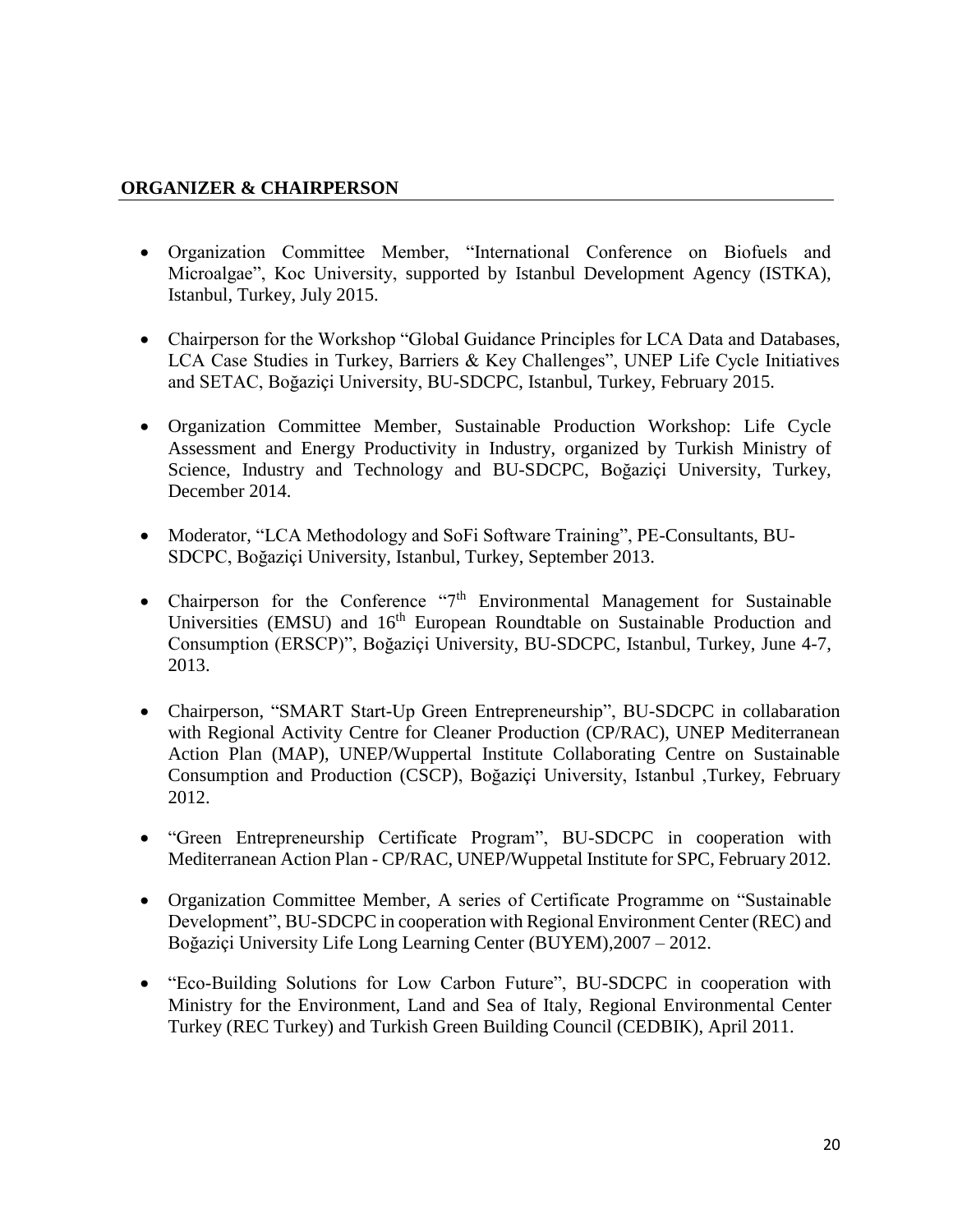## ORGANIZER & CHAIRPERSON

- Organization Committee Member, "International Conference on Biofuels and Microalgae", Koc University, supported by Istanbul Development Agency (ISTKA), Istanbul, Turkey, July 2015.

- Chairperson for the Workshop "Global Guidance Principles for LCA Data and Databases, LCA Case Studies in Turkey, Barriers & Key Challenges", UNEP Life Cycle Initiatives and SETAC, Boğaziçi University, BU-SDCPC, Istanbul, Turkey, February 2015.

- Organization Committee Member, Sustainable Production Workshop: Life Cycle Assessment and Energy Productivity in Industry, organized by Turkish Ministry of Science, Industry and Technology and BU-SDCPC, Boğaziçi University, Turkey, December 2014.

- Moderator, "LCA Methodology and SoFi Software Training", PE-Consultants, BU-SDCPC, Boğaziçi University, Istanbul, Turkey, September 2013.

- Chairperson for the Conference "7th Environmental Management for Sustainable Universities (EMSU) and 16th European Roundtable on Sustainable Production and Consumption (ERSCP)", Boğaziçi University, BU-SDCPC, Istanbul, Turkey, June 4-7, 2013.

- Chairperson, "SMART Start-Up Green Entrepreneurship", BU-SDCPC in collabaration with Regional Activity Centre for Cleaner Production (CP/RAC), UNEP Mediterranean Action Plan (MAP), UNEP/Wuppertal Institute Collaborating Centre on Sustainable Consumption and Production (CSCP), Boğaziçi University, Istanbul ,Turkey, February 2012.

- "Green Entrepreneurship Certificate Program", BU-SDCPC in cooperation with Mediterranean Action Plan - CP/RAC, UNEP/Wuppetal Institute for SPC, February 2012.

- Organization Committee Member, A series of Certificate Programme on "Sustainable Development", BU-SDCPC in cooperation with Regional Environment Center (REC) and Boğaziçi University Life Long Learning Center (BUYEM),2007 – 2012.

- "Eco-Building Solutions for Low Carbon Future", BU-SDCPC in cooperation with Ministry for the Environment, Land and Sea of Italy, Regional Environmental Center Turkey (REC Turkey) and Turkish Green Building Council (CEDBIK), April 2011.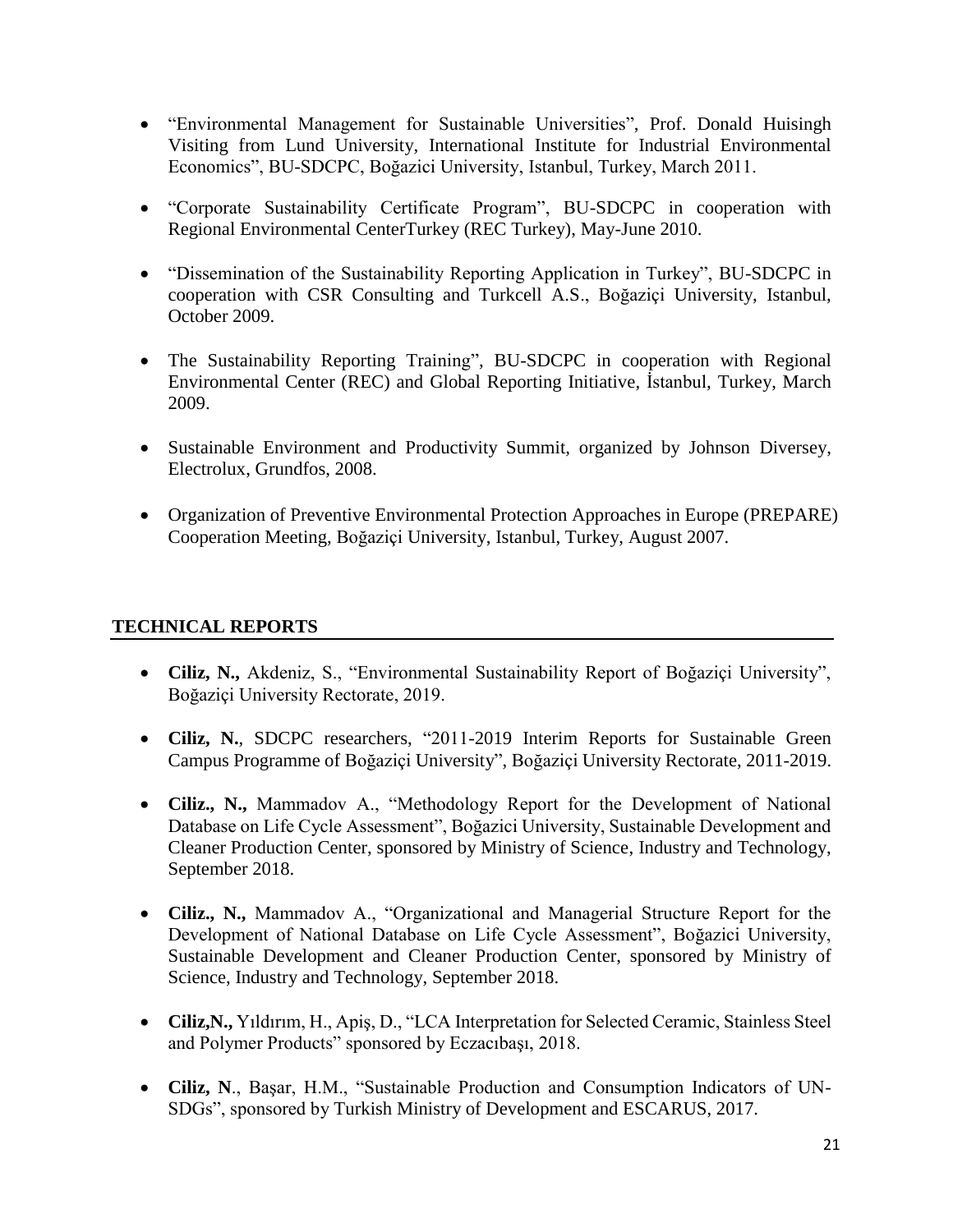- "Environmental Management for Sustainable Universities", Prof. Donald Huisingh Visiting from Lund University, International Institute for Industrial Environmental Economics", BU-SDCPC, Boğazici University, Istanbul, Turkey, March 2011.

- "Corporate Sustainability Certificate Program", BU-SDCPC in cooperation with Regional Environmental CenterTurkey (REC Turkey), May-June 2010.

- "Dissemination of the Sustainability Reporting Application in Turkey", BU-SDCPC in cooperation with CSR Consulting and Turkcell A.S., Boğaziçi University, Istanbul, October 2009.

- The Sustainability Reporting Training", BU-SDCPC in cooperation with Regional Environmental Center (REC) and Global Reporting Initiative, İstanbul, Turkey, March 2009.

- Sustainable Environment and Productivity Summit, organized by Johnson Diversey, Electrolux, Grundfos, 2008.

- Organization of Preventive Environmental Protection Approaches in Europe (PREPARE) Cooperation Meeting, Boğaziçi University, Istanbul, Turkey, August 2007.

## TECHNICAL REPORTS

- **Ciliz, N.,** Akdeniz, S., "Environmental Sustainability Report of Boğaziçi University", Boğaziçi University Rectorate, 2019.

- **Ciliz, N.**, SDCPC researchers, "2011-2019 Interim Reports for Sustainable Green Campus Programme of Boğaziçi University", Boğaziçi University Rectorate, 2011-2019.

- **Ciliz., N.,** Mammadov A., "Methodology Report for the Development of National Database on Life Cycle Assessment", Boğazici University, Sustainable Development and Cleaner Production Center, sponsored by Ministry of Science, Industry and Technology, September 2018.

- **Ciliz., N.,** Mammadov A., "Organizational and Managerial Structure Report for the Development of National Database on Life Cycle Assessment", Boğazici University, Sustainable Development and Cleaner Production Center, sponsored by Ministry of Science, Industry and Technology, September 2018.

- **Ciliz,N.,** Yıldırım, H., Apiş, D., "LCA Interpretation for Selected Ceramic, Stainless Steel and Polymer Products" sponsored by Eczacıbaşı, 2018.

- **Ciliz, N**., Başar, H.M., "Sustainable Production and Consumption Indicators of UN-SDGs", sponsored by Turkish Ministry of Development and ESCARUS, 2017.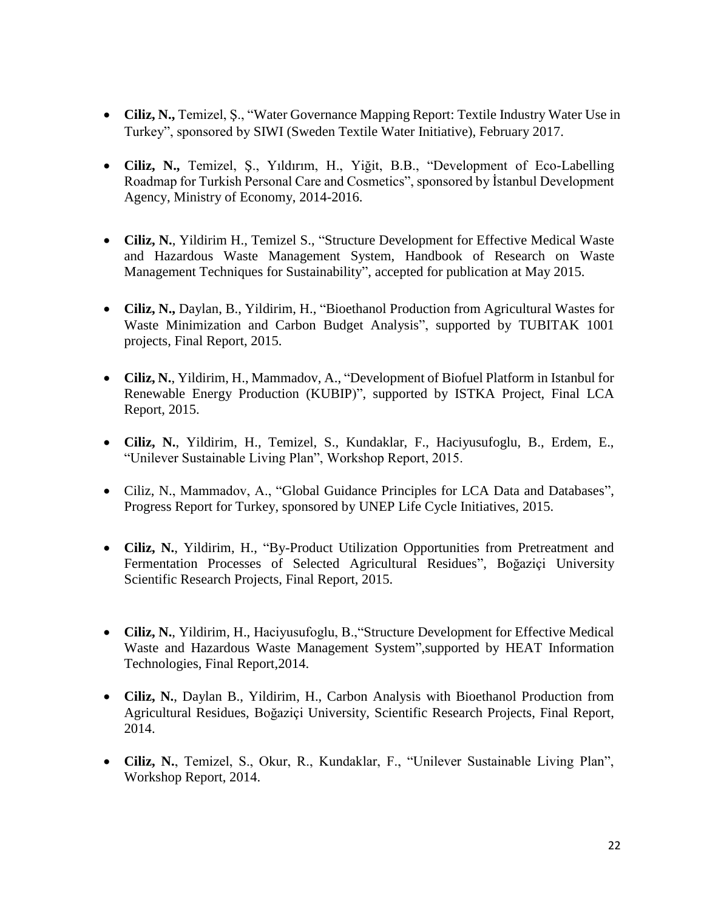- **Ciliz, N.,** Temizel, Ş., "Water Governance Mapping Report: Textile Industry Water Use in Turkey", sponsored by SIWI (Sweden Textile Water Initiative), February 2017.

- **Ciliz, N.,** Temizel, Ş., Yıldırım, H., Yiğit, B.B., "Development of Eco-Labelling Roadmap for Turkish Personal Care and Cosmetics", sponsored by İstanbul Development Agency, Ministry of Economy, 2014-2016.

- **Ciliz, N.**, Yildirim H., Temizel S., "Structure Development for Effective Medical Waste and Hazardous Waste Management System, Handbook of Research on Waste Management Techniques for Sustainability", accepted for publication at May 2015.

- **Ciliz, N.,** Daylan, B., Yildirim, H., "Bioethanol Production from Agricultural Wastes for Waste Minimization and Carbon Budget Analysis", supported by TUBITAK 1001 projects, Final Report, 2015.

- **Ciliz, N.**, Yildirim, H., Mammadov, A., "Development of Biofuel Platform in Istanbul for Renewable Energy Production (KUBIP)", supported by ISTKA Project, Final LCA Report, 2015.

- **Ciliz, N.**, Yildirim, H., Temizel, S., Kundaklar, F., Haciyusufoglu, B., Erdem, E., "Unilever Sustainable Living Plan", Workshop Report, 2015.

- Ciliz, N., Mammadov, A., "Global Guidance Principles for LCA Data and Databases", Progress Report for Turkey, sponsored by UNEP Life Cycle Initiatives, 2015.

- **Ciliz, N.**, Yildirim, H., "By-Product Utilization Opportunities from Pretreatment and Fermentation Processes of Selected Agricultural Residues", Boğaziçi University Scientific Research Projects, Final Report, 2015.

- **Ciliz, N.**, Yildirim, H., Haciyusufoglu, B.,"Structure Development for Effective Medical Waste and Hazardous Waste Management System",supported by HEAT Information Technologies, Final Report,2014.

- **Ciliz, N.**, Daylan B., Yildirim, H., Carbon Analysis with Bioethanol Production from Agricultural Residues, Boğaziçi University, Scientific Research Projects, Final Report, 2014.

- **Ciliz, N.**, Temizel, S., Okur, R., Kundaklar, F., "Unilever Sustainable Living Plan", Workshop Report, 2014.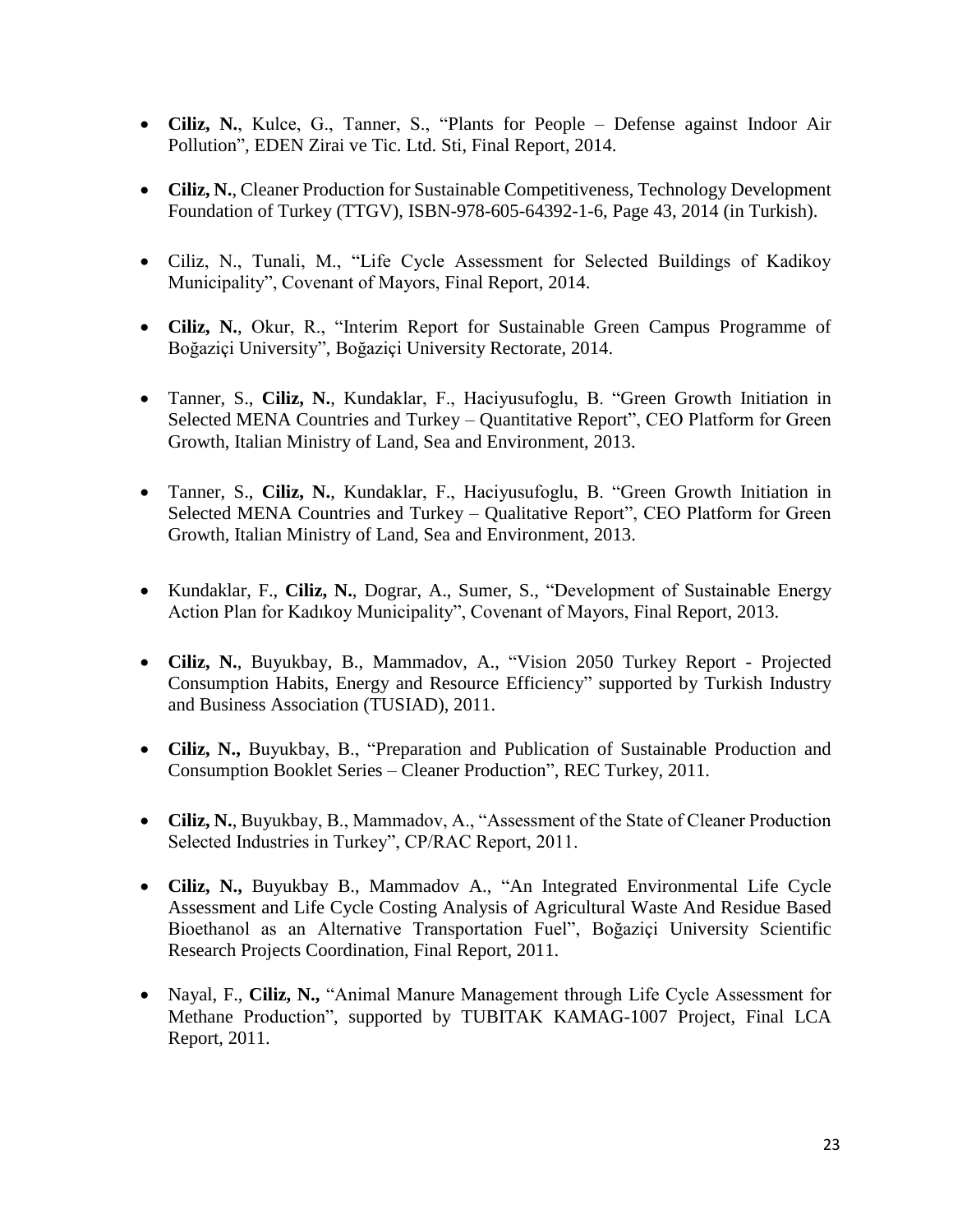- **Ciliz, N.**, Kulce, G., Tanner, S., "Plants for People – Defense against Indoor Air Pollution", EDEN Zirai ve Tic. Ltd. Sti, Final Report, 2014.

- **Ciliz, N.**, Cleaner Production for Sustainable Competitiveness, Technology Development Foundation of Turkey (TTGV), ISBN-978-605-64392-1-6, Page 43, 2014 (in Turkish).

- Ciliz, N., Tunali, M., "Life Cycle Assessment for Selected Buildings of Kadikoy Municipality", Covenant of Mayors, Final Report, 2014.

- **Ciliz, N.**, Okur, R., "Interim Report for Sustainable Green Campus Programme of Boğaziçi University", Boğaziçi University Rectorate, 2014.

- Tanner, S., **Ciliz, N.**, Kundaklar, F., Haciyusufoglu, B. "Green Growth Initiation in Selected MENA Countries and Turkey – Quantitative Report", CEO Platform for Green Growth, Italian Ministry of Land, Sea and Environment, 2013.

- Tanner, S., **Ciliz, N.**, Kundaklar, F., Haciyusufoglu, B. "Green Growth Initiation in Selected MENA Countries and Turkey – Qualitative Report", CEO Platform for Green Growth, Italian Ministry of Land, Sea and Environment, 2013.

- Kundaklar, F., **Ciliz, N.**, Dograr, A., Sumer, S., "Development of Sustainable Energy Action Plan for Kadıkoy Municipality", Covenant of Mayors, Final Report, 2013.

- **Ciliz, N.**, Buyukbay, B., Mammadov, A., "Vision 2050 Turkey Report - Projected Consumption Habits, Energy and Resource Efficiency" supported by Turkish Industry and Business Association (TUSIAD), 2011.

- **Ciliz, N.,** Buyukbay, B., "Preparation and Publication of Sustainable Production and Consumption Booklet Series – Cleaner Production", REC Turkey, 2011.

- **Ciliz, N.**, Buyukbay, B., Mammadov, A., "Assessment of the State of Cleaner Production Selected Industries in Turkey", CP/RAC Report, 2011.

- **Ciliz, N.,** Buyukbay B., Mammadov A., "An Integrated Environmental Life Cycle Assessment and Life Cycle Costing Analysis of Agricultural Waste And Residue Based Bioethanol as an Alternative Transportation Fuel", Boğaziçi University Scientific Research Projects Coordination, Final Report, 2011.

- Nayal, F., **Ciliz, N.,** "Animal Manure Management through Life Cycle Assessment for Methane Production", supported by TUBITAK KAMAG-1007 Project, Final LCA Report, 2011.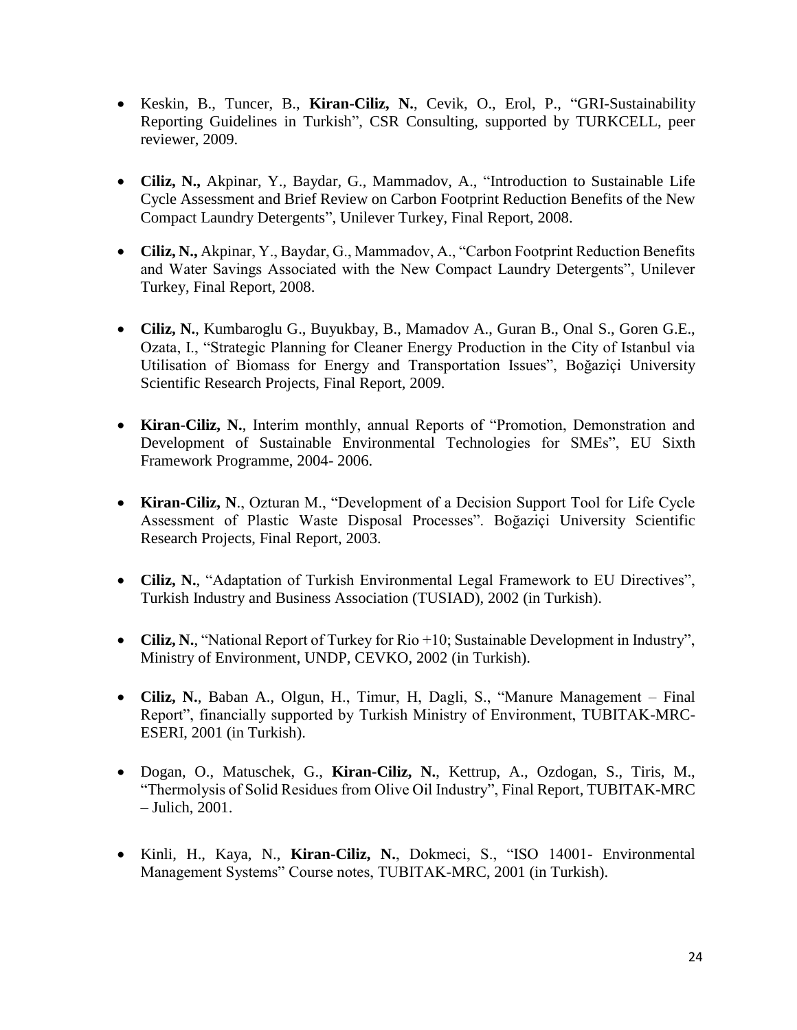- Keskin, B., Tuncer, B., **Kiran-Ciliz, N.**, Cevik, O., Erol, P., "GRI-Sustainability Reporting Guidelines in Turkish", CSR Consulting, supported by TURKCELL, peer reviewer, 2009.

- **Ciliz, N.,** Akpinar, Y., Baydar, G., Mammadov, A., "Introduction to Sustainable Life Cycle Assessment and Brief Review on Carbon Footprint Reduction Benefits of the New Compact Laundry Detergents", Unilever Turkey, Final Report, 2008.

- **Ciliz, N.,** Akpinar, Y., Baydar, G., Mammadov, A., "Carbon Footprint Reduction Benefits and Water Savings Associated with the New Compact Laundry Detergents", Unilever Turkey, Final Report, 2008.

- **Ciliz, N.**, Kumbaroglu G., Buyukbay, B., Mamadov A., Guran B., Onal S., Goren G.E., Ozata, I., "Strategic Planning for Cleaner Energy Production in the City of Istanbul via Utilisation of Biomass for Energy and Transportation Issues", Boğaziçi University Scientific Research Projects, Final Report, 2009.

- **Kiran-Ciliz, N.**, Interim monthly, annual Reports of "Promotion, Demonstration and Development of Sustainable Environmental Technologies for SMEs", EU Sixth Framework Programme, 2004- 2006.

- **Kiran-Ciliz, N**., Ozturan M., "Development of a Decision Support Tool for Life Cycle Assessment of Plastic Waste Disposal Processes". Boğaziçi University Scientific Research Projects, Final Report, 2003.

- **Ciliz, N.**, "Adaptation of Turkish Environmental Legal Framework to EU Directives", Turkish Industry and Business Association (TUSIAD), 2002 (in Turkish).

- **Ciliz, N.**, "National Report of Turkey for Rio +10; Sustainable Development in Industry", Ministry of Environment, UNDP, CEVKO, 2002 (in Turkish).

- **Ciliz, N.**, Baban A., Olgun, H., Timur, H, Dagli, S., "Manure Management – Final Report", financially supported by Turkish Ministry of Environment, TUBITAK-MRC-ESERI, 2001 (in Turkish).

- Dogan, O., Matuschek, G., **Kiran-Ciliz, N.**, Kettrup, A., Ozdogan, S., Tiris, M., "Thermolysis of Solid Residues from Olive Oil Industry", Final Report, TUBITAK-MRC – Julich, 2001.

- Kinli, H., Kaya, N., **Kiran-Ciliz, N.**, Dokmeci, S., "ISO 14001- Environmental Management Systems" Course notes, TUBITAK-MRC, 2001 (in Turkish).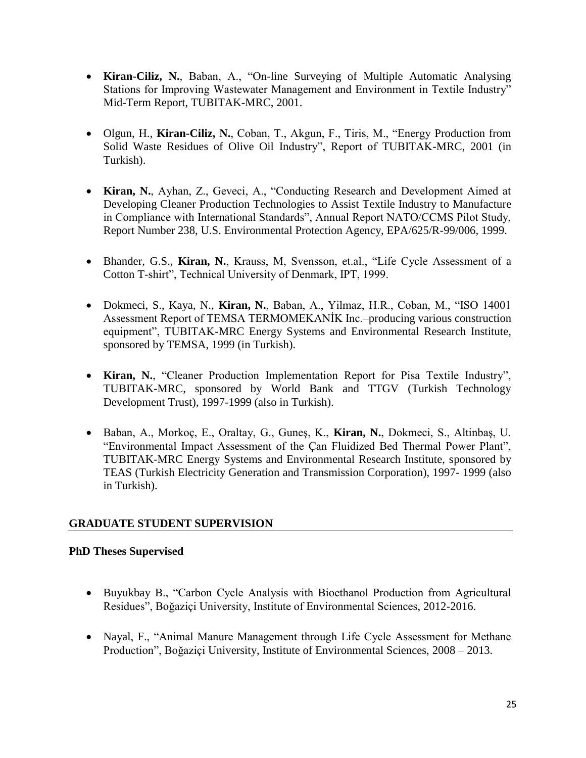- **Kiran-Ciliz, N.**, Baban, A., "On-line Surveying of Multiple Automatic Analysing Stations for Improving Wastewater Management and Environment in Textile Industry" Mid-Term Report, TUBITAK-MRC, 2001.

- Olgun, H., **Kiran-Ciliz, N.**, Coban, T., Akgun, F., Tiris, M., "Energy Production from Solid Waste Residues of Olive Oil Industry", Report of TUBITAK-MRC, 2001 (in Turkish).

- **Kiran, N.**, Ayhan, Z., Geveci, A., "Conducting Research and Development Aimed at Developing Cleaner Production Technologies to Assist Textile Industry to Manufacture in Compliance with International Standards", Annual Report NATO/CCMS Pilot Study, Report Number 238, U.S. Environmental Protection Agency, EPA/625/R-99/006, 1999.

- Bhander, G.S., **Kiran, N.**, Krauss, M, Svensson, et.al., "Life Cycle Assessment of a Cotton T-shirt", Technical University of Denmark, IPT, 1999.

- Dokmeci, S., Kaya, N., **Kiran, N.**, Baban, A., Yilmaz, H.R., Coban, M., "ISO 14001 Assessment Report of TEMSA TERMOMEKANİK Inc.–producing various construction equipment", TUBITAK-MRC Energy Systems and Environmental Research Institute, sponsored by TEMSA, 1999 (in Turkish).

- **Kiran, N.**, "Cleaner Production Implementation Report for Pisa Textile Industry", TUBITAK-MRC, sponsored by World Bank and TTGV (Turkish Technology Development Trust), 1997-1999 (also in Turkish).

- Baban, A., Morkoç, E., Oraltay, G., Guneş, K., **Kiran, N.**, Dokmeci, S., Altinbaş, U. "Environmental Impact Assessment of the Çan Fluidized Bed Thermal Power Plant", TUBITAK-MRC Energy Systems and Environmental Research Institute, sponsored by TEAS (Turkish Electricity Generation and Transmission Corporation), 1997- 1999 (also in Turkish).

## GRADUATE STUDENT SUPERVISION

### PhD Theses Supervised

- Buyukbay B., "Carbon Cycle Analysis with Bioethanol Production from Agricultural Residues", Boğaziçi University, Institute of Environmental Sciences, 2012-2016.

- Nayal, F., "Animal Manure Management through Life Cycle Assessment for Methane Production", Boğaziçi University, Institute of Environmental Sciences, 2008 – 2013.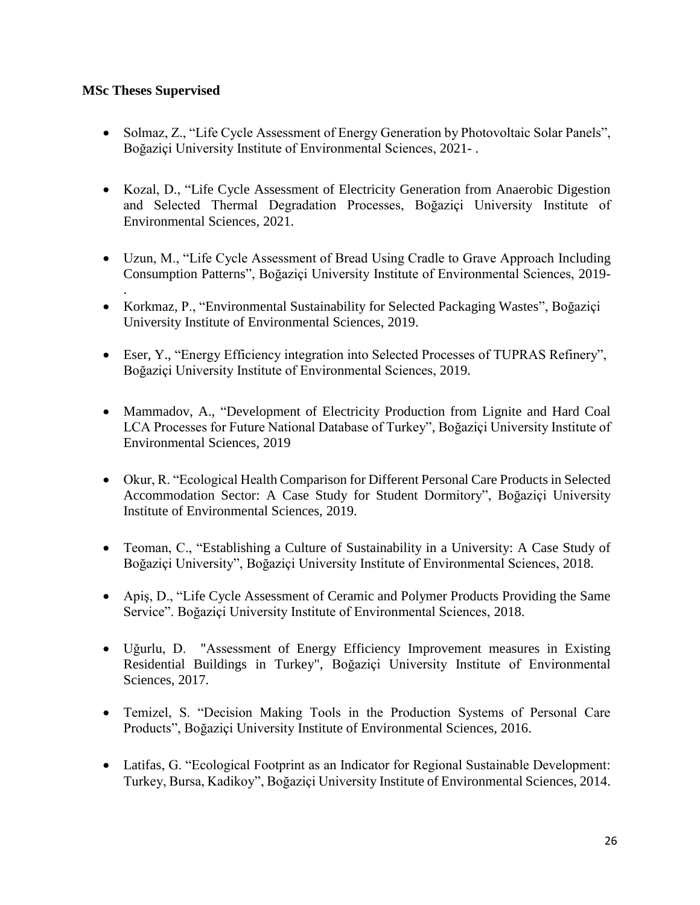**MSc Theses Supervised**

- Solmaz, Z., "Life Cycle Assessment of Energy Generation by Photovoltaic Solar Panels", Boğaziçi University Institute of Environmental Sciences, 2021- .

- Kozal, D., "Life Cycle Assessment of Electricity Generation from Anaerobic Digestion and Selected Thermal Degradation Processes, Boğaziçi University Institute of Environmental Sciences, 2021.

- Uzun, M., "Life Cycle Assessment of Bread Using Cradle to Grave Approach Including Consumption Patterns", Boğaziçi University Institute of Environmental Sciences, 2019- .

- Korkmaz, P., "Environmental Sustainability for Selected Packaging Wastes", Boğaziçi University Institute of Environmental Sciences, 2019.

- Eser, Y., "Energy Efficiency integration into Selected Processes of TUPRAS Refinery", Boğaziçi University Institute of Environmental Sciences, 2019.

- Mammadov, A., "Development of Electricity Production from Lignite and Hard Coal LCA Processes for Future National Database of Turkey", Boğaziçi University Institute of Environmental Sciences, 2019

- Okur, R. "Ecological Health Comparison for Different Personal Care Products in Selected Accommodation Sector: A Case Study for Student Dormitory", Boğaziçi University Institute of Environmental Sciences, 2019.

- Teoman, C., "Establishing a Culture of Sustainability in a University: A Case Study of Boğaziçi University", Boğaziçi University Institute of Environmental Sciences, 2018.

- Apiş, D., "Life Cycle Assessment of Ceramic and Polymer Products Providing the Same Service". Boğaziçi University Institute of Environmental Sciences, 2018.

- Uğurlu, D. "Assessment of Energy Efficiency Improvement measures in Existing Residential Buildings in Turkey", Boğaziçi University Institute of Environmental Sciences, 2017.

- Temizel, S. "Decision Making Tools in the Production Systems of Personal Care Products", Boğaziçi University Institute of Environmental Sciences, 2016.

- Latifas, G. "Ecological Footprint as an Indicator for Regional Sustainable Development: Turkey, Bursa, Kadikoy", Boğaziçi University Institute of Environmental Sciences, 2014.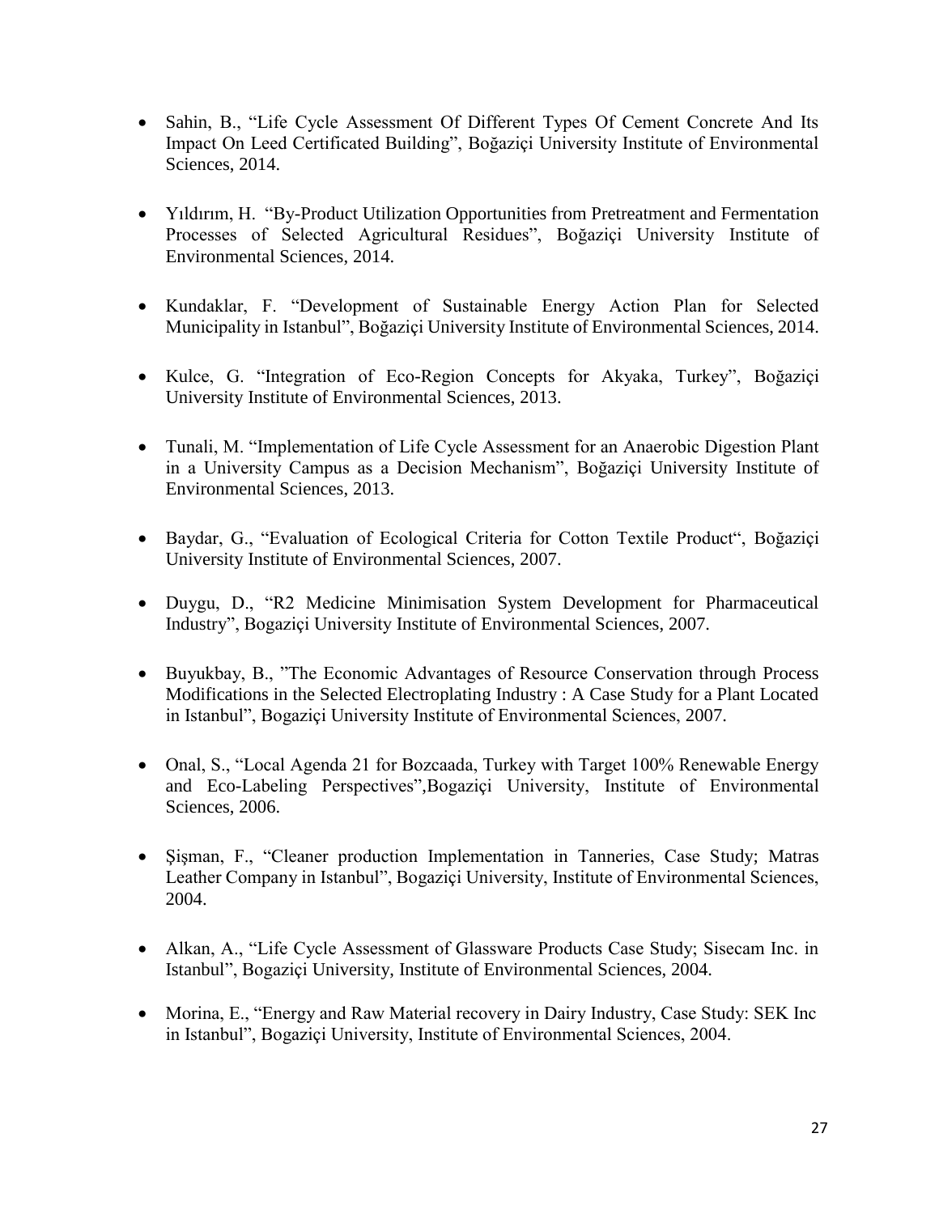- Sahin, B., "Life Cycle Assessment Of Different Types Of Cement Concrete And Its Impact On Leed Certificated Building", Boğaziçi University Institute of Environmental Sciences, 2014.

- Yıldırım, H. "By-Product Utilization Opportunities from Pretreatment and Fermentation Processes of Selected Agricultural Residues", Boğaziçi University Institute of Environmental Sciences, 2014.

- Kundaklar, F. "Development of Sustainable Energy Action Plan for Selected Municipality in Istanbul", Boğaziçi University Institute of Environmental Sciences, 2014.

- Kulce, G. "Integration of Eco-Region Concepts for Akyaka, Turkey", Boğaziçi University Institute of Environmental Sciences, 2013.

- Tunali, M. "Implementation of Life Cycle Assessment for an Anaerobic Digestion Plant in a University Campus as a Decision Mechanism", Boğaziçi University Institute of Environmental Sciences, 2013.

- Baydar, G., "Evaluation of Ecological Criteria for Cotton Textile Product", Boğaziçi University Institute of Environmental Sciences, 2007.

- Duygu, D., "R2 Medicine Minimisation System Development for Pharmaceutical Industry", Bogaziçi University Institute of Environmental Sciences, 2007.

- Buyukbay, B., "The Economic Advantages of Resource Conservation through Process Modifications in the Selected Electroplating Industry : A Case Study for a Plant Located in Istanbul", Bogaziçi University Institute of Environmental Sciences, 2007.

- Onal, S., "Local Agenda 21 for Bozcaada, Turkey with Target 100% Renewable Energy and Eco-Labeling Perspectives",Bogaziçi University, Institute of Environmental Sciences, 2006.

- Şişman, F., "Cleaner production Implementation in Tanneries, Case Study; Matras Leather Company in Istanbul", Bogaziçi University, Institute of Environmental Sciences, 2004.

- Alkan, A., "Life Cycle Assessment of Glassware Products Case Study; Sisecam Inc. in Istanbul", Bogaziçi University, Institute of Environmental Sciences, 2004.

- Morina, E., "Energy and Raw Material recovery in Dairy Industry, Case Study: SEK Inc in Istanbul", Bogaziçi University, Institute of Environmental Sciences, 2004.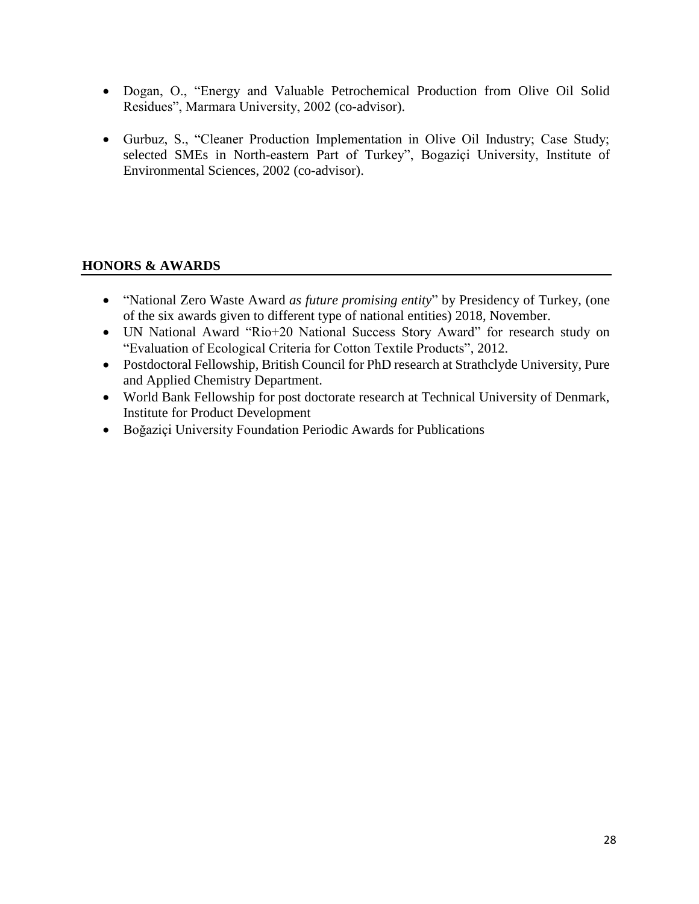- Dogan, O., "Energy and Valuable Petrochemical Production from Olive Oil Solid Residues", Marmara University, 2002 (co-advisor).

- Gurbuz, S., "Cleaner Production Implementation in Olive Oil Industry; Case Study; selected SMEs in North-eastern Part of Turkey", Bogaziçi University, Institute of Environmental Sciences, 2002 (co-advisor).

## HONORS & AWARDS

- "National Zero Waste Award *as future promising entity*" by Presidency of Turkey, (one of the six awards given to different type of national entities) 2018, November.
- UN National Award "Rio+20 National Success Story Award" for research study on "Evaluation of Ecological Criteria for Cotton Textile Products", 2012.
- Postdoctoral Fellowship, British Council for PhD research at Strathclyde University, Pure and Applied Chemistry Department.
- World Bank Fellowship for post doctorate research at Technical University of Denmark, Institute for Product Development
- Boğaziçi University Foundation Periodic Awards for Publications